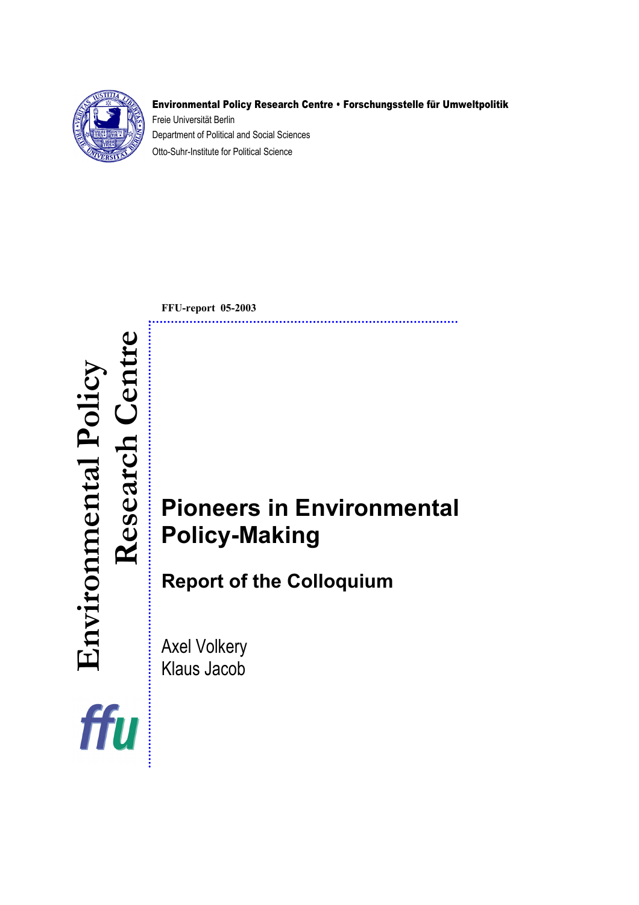**Environmental Policy Research Centre • Forschungsstelle für Umweltpolitik**

Freie Universität Berlin

Department of Political and Social Sciences

Otto-Suhr-Institute for Political Science

Environmental Policy Research Centre

ffu

**FFU-report 05-2003**

# Pioneers in Environmental Policy-Making

## Report of the Colloquium

Axel Volkery

Klaus Jacob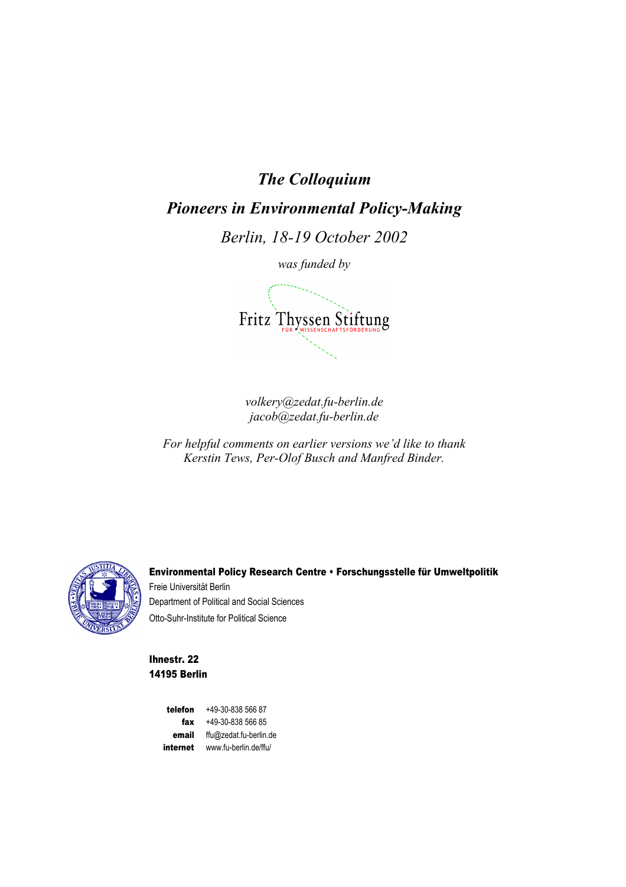***The Colloquium***

***Pioneers in Environmental Policy-Making***

*Berlin, 18-19 October 2002*

*was funded by*

Fritz Thyssen Stiftung
FÜR WISSENSCHAFTSFÖRDERUNG

*volkery@zedat.fu-berlin.de*
*jacob@zedat.fu-berlin.de*

*For helpful comments on earlier versions we'd like to thank Kerstin Tews, Per-Olof Busch and Manfred Binder.*

**Environmental Policy Research Centre • Forschungsstelle für Umweltpolitik**
Freie Universität Berlin
Department of Political and Social Sciences
Otto-Suhr-Institute for Political Science

**Ihnestr. 22**
**14195 Berlin**

| | |
|---|---|
| **telefon** | +49-30-838 566 87 |
| **fax** | +49-30-838 566 85 |
| **email** | ffu@zedat.fu-berlin.de |
| **internet** | www.fu-berlin.de/ffu/ |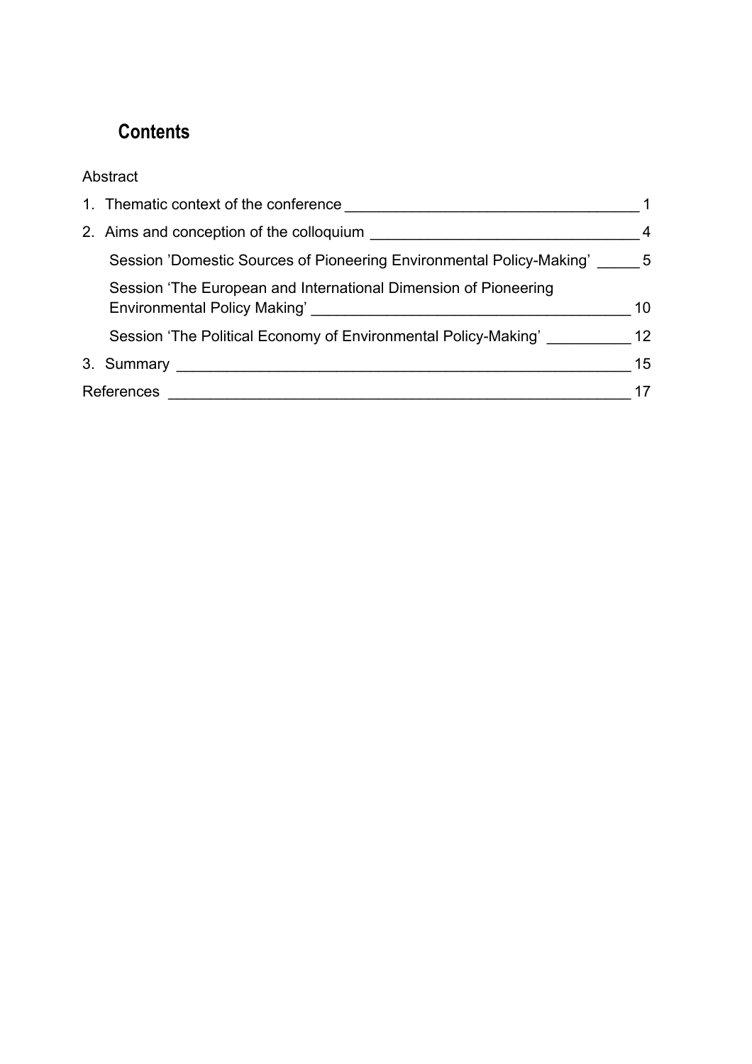## Contents

Abstract

1. Thematic context of the conference ____________________________________ 1
2. Aims and conception of the colloquium _________________________________ 4
   - Session 'Domestic Sources of Pioneering Environmental Policy-Making' _____ 5
   - Session 'The European and International Dimension of Pioneering Environmental Policy Making' _____________________________________ 10
   - Session 'The Political Economy of Environmental Policy-Making' __________ 12
3. Summary ________________________________________________________ 15

References ________________________________________________________ 17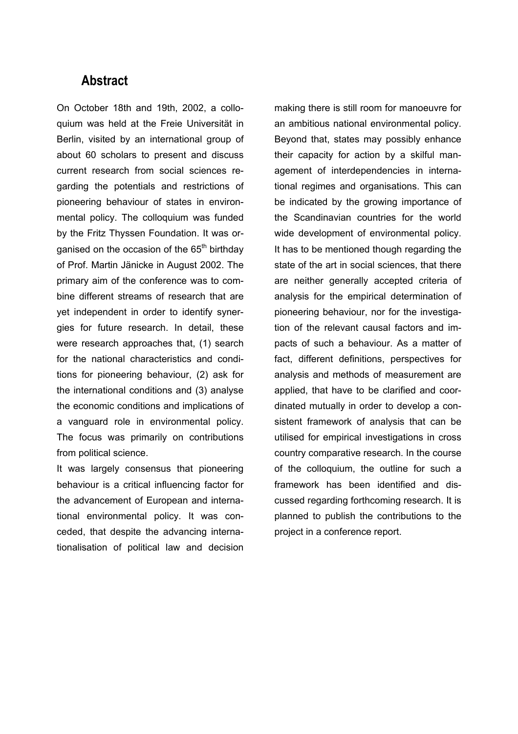## Abstract

On October 18th and 19th, 2002, a colloquium was held at the Freie Universität in Berlin, visited by an international group of about 60 scholars to present and discuss current research from social sciences regarding the potentials and restrictions of pioneering behaviour of states in environmental policy. The colloquium was funded by the Fritz Thyssen Foundation. It was organised on the occasion of the 65th birthday of Prof. Martin Jänicke in August 2002. The primary aim of the conference was to combine different streams of research that are yet independent in order to identify synergies for future research. In detail, these were research approaches that, (1) search for the national characteristics and conditions for pioneering behaviour, (2) ask for the international conditions and (3) analyse the economic conditions and implications of a vanguard role in environmental policy. The focus was primarily on contributions from political science.

It was largely consensus that pioneering behaviour is a critical influencing factor for the advancement of European and international environmental policy. It was conceded, that despite the advancing internationalisation of political law and decision making there is still room for manoeuvre for an ambitious national environmental policy. Beyond that, states may possibly enhance their capacity for action by a skilful management of interdependencies in international regimes and organisations. This can be indicated by the growing importance of the Scandinavian countries for the world wide development of environmental policy. It has to be mentioned though regarding the state of the art in social sciences, that there are neither generally accepted criteria of analysis for the empirical determination of pioneering behaviour, nor for the investigation of the relevant causal factors and impacts of such a behaviour. As a matter of fact, different definitions, perspectives for analysis and methods of measurement are applied, that have to be clarified and coordinated mutually in order to develop a consistent framework of analysis that can be utilised for empirical investigations in cross country comparative research. In the course of the colloquium, the outline for such a framework has been identified and discussed regarding forthcoming research. It is planned to publish the contributions to the project in a conference report.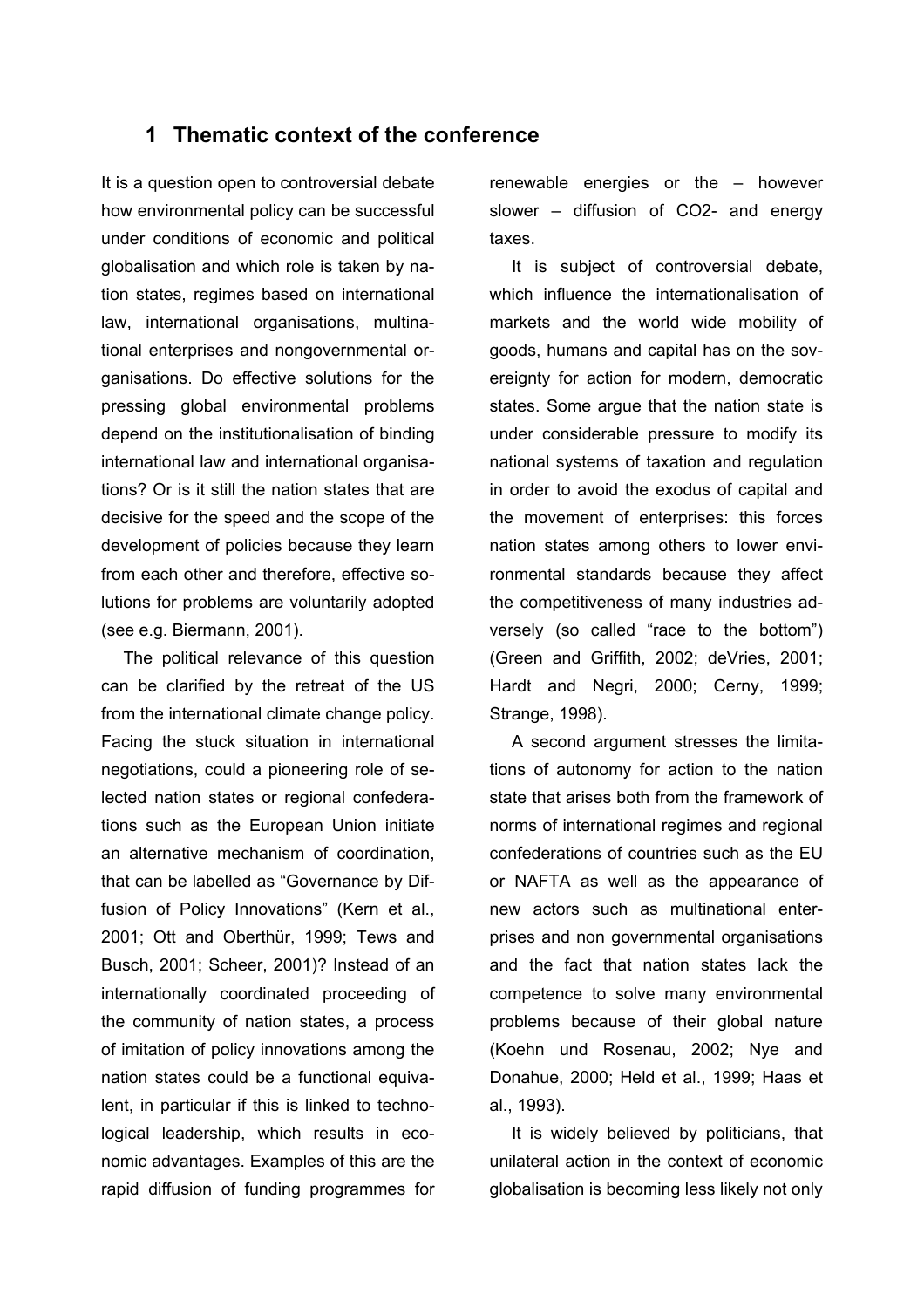## 1 Thematic context of the conference

It is a question open to controversial debate how environmental policy can be successful under conditions of economic and political globalisation and which role is taken by nation states, regimes based on international law, international organisations, multinational enterprises and nongovernmental organisations. Do effective solutions for the pressing global environmental problems depend on the institutionalisation of binding international law and international organisations? Or is it still the nation states that are decisive for the speed and the scope of the development of policies because they learn from each other and therefore, effective solutions for problems are voluntarily adopted (see e.g. Biermann, 2001).

The political relevance of this question can be clarified by the retreat of the US from the international climate change policy. Facing the stuck situation in international negotiations, could a pioneering role of selected nation states or regional confederations such as the European Union initiate an alternative mechanism of coordination, that can be labelled as "Governance by Diffusion of Policy Innovations" (Kern et al., 2001; Ott and Oberthür, 1999; Tews and Busch, 2001; Scheer, 2001)? Instead of an internationally coordinated proceeding of the community of nation states, a process of imitation of policy innovations among the nation states could be a functional equivalent, in particular if this is linked to technological leadership, which results in economic advantages. Examples of this are the rapid diffusion of funding programmes for renewable energies or the – however slower – diffusion of $CO_2$- and energy taxes.

It is subject of controversial debate, which influence the internationalisation of markets and the world wide mobility of goods, humans and capital has on the sovereignty for action for modern, democratic states. Some argue that the nation state is under considerable pressure to modify its national systems of taxation and regulation in order to avoid the exodus of capital and the movement of enterprises: this forces nation states among others to lower environmental standards because they affect the competitiveness of many industries adversely (so called "race to the bottom") (Green and Griffith, 2002; deVries, 2001; Hardt and Negri, 2000; Cerny, 1999; Strange, 1998).

A second argument stresses the limitations of autonomy for action to the nation state that arises both from the framework of norms of international regimes and regional confederations of countries such as the EU or NAFTA as well as the appearance of new actors such as multinational enterprises and non governmental organisations and the fact that nation states lack the competence to solve many environmental problems because of their global nature (Koehn und Rosenau, 2002; Nye and Donahue, 2000; Held et al., 1999; Haas et al., 1993).

It is widely believed by politicians, that unilateral action in the context of economic globalisation is becoming less likely not only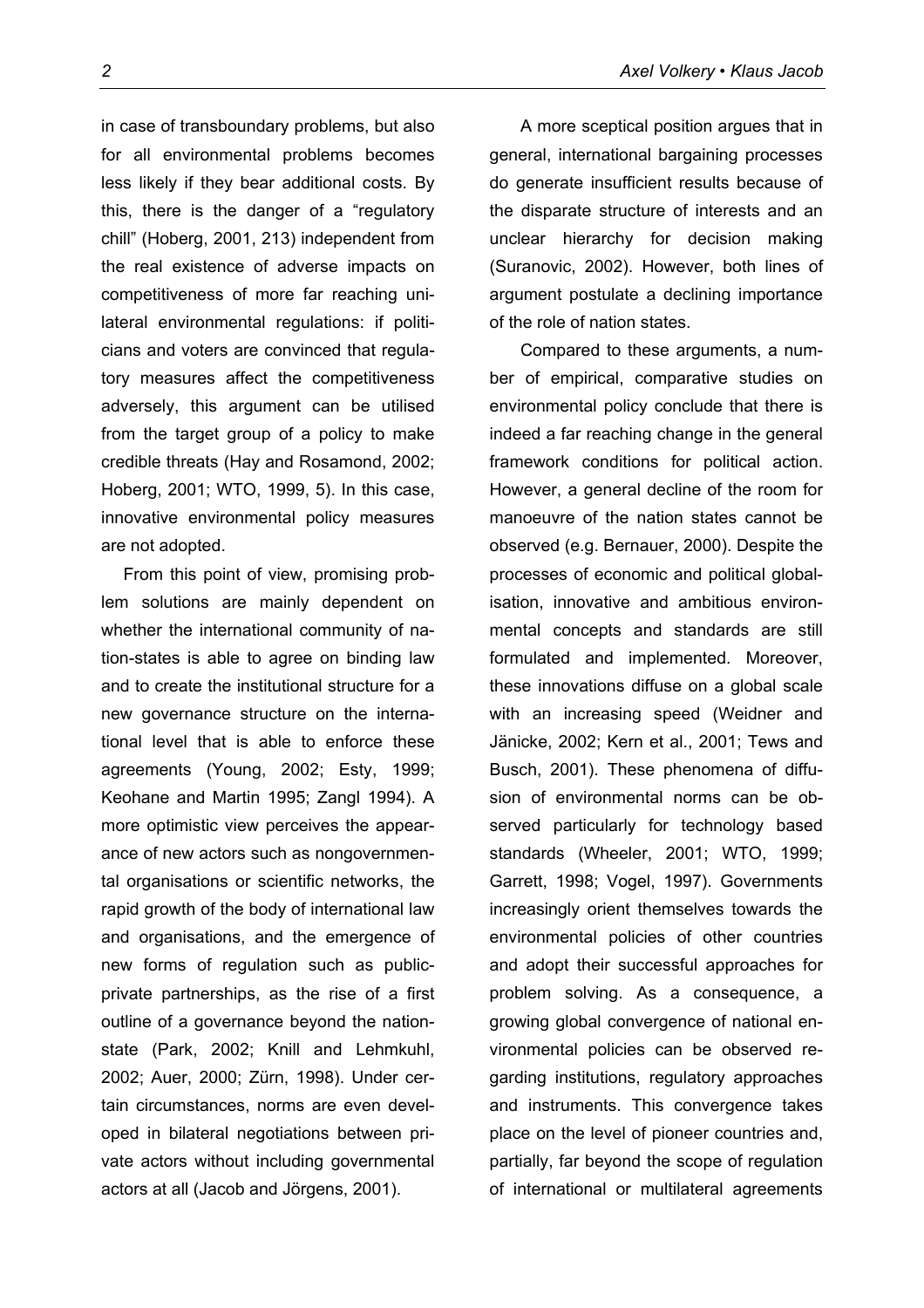in case of transboundary problems, but also for all environmental problems becomes less likely if they bear additional costs. By this, there is the danger of a "regulatory chill" (Hoberg, 2001, 213) independent from the real existence of adverse impacts on competitiveness of more far reaching unilateral environmental regulations: if politicians and voters are convinced that regulatory measures affect the competitiveness adversely, this argument can be utilised from the target group of a policy to make credible threats (Hay and Rosamond, 2002; Hoberg, 2001; WTO, 1999, 5). In this case, innovative environmental policy measures are not adopted.

From this point of view, promising problem solutions are mainly dependent on whether the international community of nation-states is able to agree on binding law and to create the institutional structure for a new governance structure on the international level that is able to enforce these agreements (Young, 2002; Esty, 1999; Keohane and Martin 1995; Zangl 1994). A more optimistic view perceives the appearance of new actors such as nongovernmental organisations or scientific networks, the rapid growth of the body of international law and organisations, and the emergence of new forms of regulation such as public-private partnerships, as the rise of a first outline of a governance beyond the nation-state (Park, 2002; Knill and Lehmkuhl, 2002; Auer, 2000; Zürn, 1998). Under certain circumstances, norms are even developed in bilateral negotiations between private actors without including governmental actors at all (Jacob and Jörgens, 2001).

A more sceptical position argues that in general, international bargaining processes do generate insufficient results because of the disparate structure of interests and an unclear hierarchy for decision making (Suranovic, 2002). However, both lines of argument postulate a declining importance of the role of nation states.

Compared to these arguments, a number of empirical, comparative studies on environmental policy conclude that there is indeed a far reaching change in the general framework conditions for political action. However, a general decline of the room for manoeuvre of the nation states cannot be observed (e.g. Bernauer, 2000). Despite the processes of economic and political globalisation, innovative and ambitious environmental concepts and standards are still formulated and implemented. Moreover, these innovations diffuse on a global scale with an increasing speed (Weidner and Jänicke, 2002; Kern et al., 2001; Tews and Busch, 2001). These phenomena of diffusion of environmental norms can be observed particularly for technology based standards (Wheeler, 2001; WTO, 1999; Garrett, 1998; Vogel, 1997). Governments increasingly orient themselves towards the environmental policies of other countries and adopt their successful approaches for problem solving. As a consequence, a growing global convergence of national environmental policies can be observed regarding institutions, regulatory approaches and instruments. This convergence takes place on the level of pioneer countries and, partially, far beyond the scope of regulation of international or multilateral agreements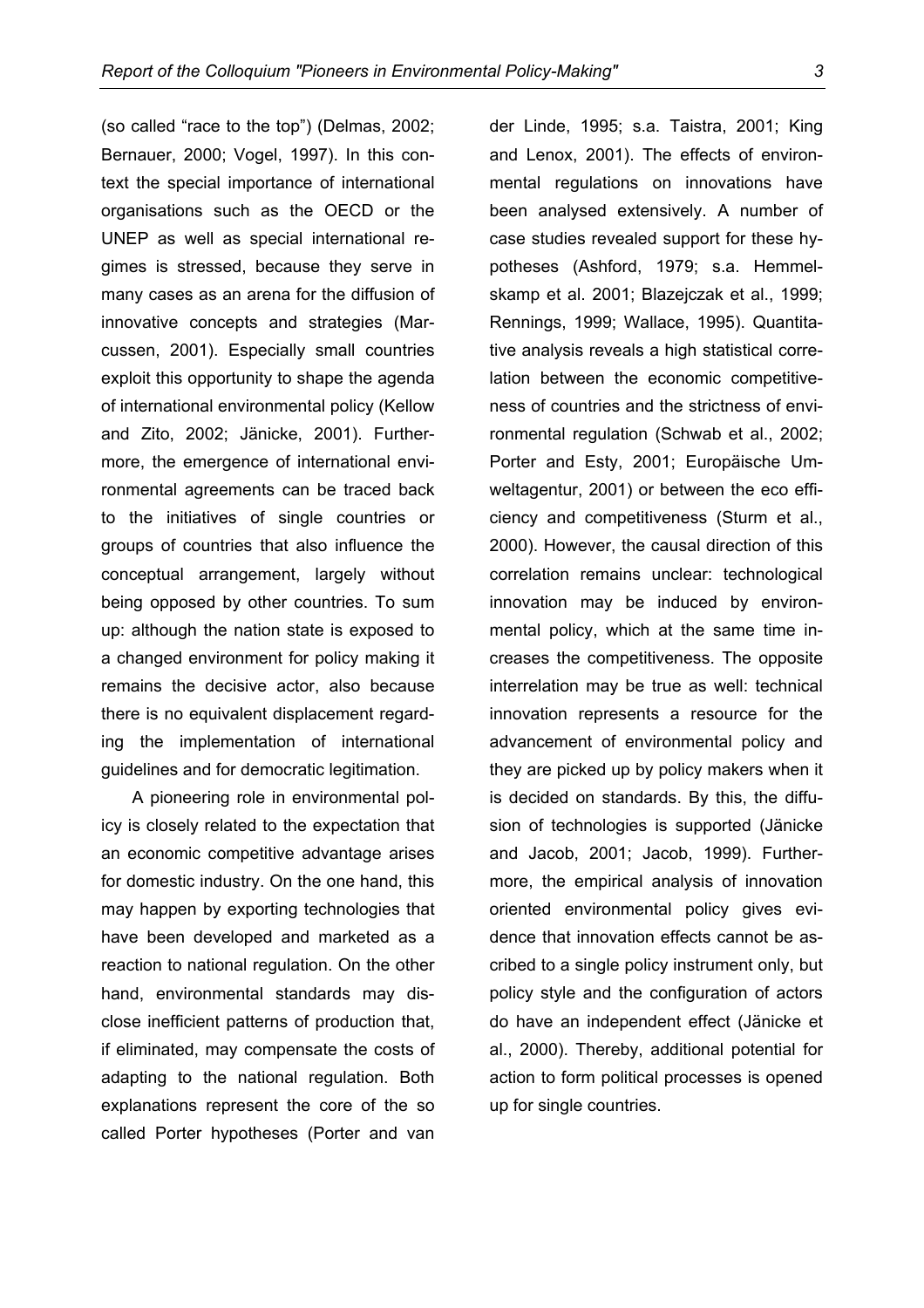(so called "race to the top") (Delmas, 2002; Bernauer, 2000; Vogel, 1997). In this context the special importance of international organisations such as the OECD or the UNEP as well as special international regimes is stressed, because they serve in many cases as an arena for the diffusion of innovative concepts and strategies (Marcussen, 2001). Especially small countries exploit this opportunity to shape the agenda of international environmental policy (Kellow and Zito, 2002; Jänicke, 2001). Furthermore, the emergence of international environmental agreements can be traced back to the initiatives of single countries or groups of countries that also influence the conceptual arrangement, largely without being opposed by other countries. To sum up: although the nation state is exposed to a changed environment for policy making it remains the decisive actor, also because there is no equivalent displacement regarding the implementation of international guidelines and for democratic legitimation.

A pioneering role in environmental policy is closely related to the expectation that an economic competitive advantage arises for domestic industry. On the one hand, this may happen by exporting technologies that have been developed and marketed as a reaction to national regulation. On the other hand, environmental standards may disclose inefficient patterns of production that, if eliminated, may compensate the costs of adapting to the national regulation. Both explanations represent the core of the so called Porter hypotheses (Porter and van der Linde, 1995; s.a. Taistra, 2001; King and Lenox, 2001). The effects of environmental regulations on innovations have been analysed extensively. A number of case studies revealed support for these hypotheses (Ashford, 1979; s.a. Hemmelskamp et al. 2001; Blazejczak et al., 1999; Rennings, 1999; Wallace, 1995). Quantitative analysis reveals a high statistical correlation between the economic competitiveness of countries and the strictness of environmental regulation (Schwab et al., 2002; Porter and Esty, 2001; Europäische Umweltagentur, 2001) or between the eco efficiency and competitiveness (Sturm et al., 2000). However, the causal direction of this correlation remains unclear: technological innovation may be induced by environmental policy, which at the same time increases the competitiveness. The opposite interrelation may be true as well: technical innovation represents a resource for the advancement of environmental policy and they are picked up by policy makers when it is decided on standards. By this, the diffusion of technologies is supported (Jänicke and Jacob, 2001; Jacob, 1999). Furthermore, the empirical analysis of innovation oriented environmental policy gives evidence that innovation effects cannot be ascribed to a single policy instrument only, but policy style and the configuration of actors do have an independent effect (Jänicke et al., 2000). Thereby, additional potential for action to form political processes is opened up for single countries.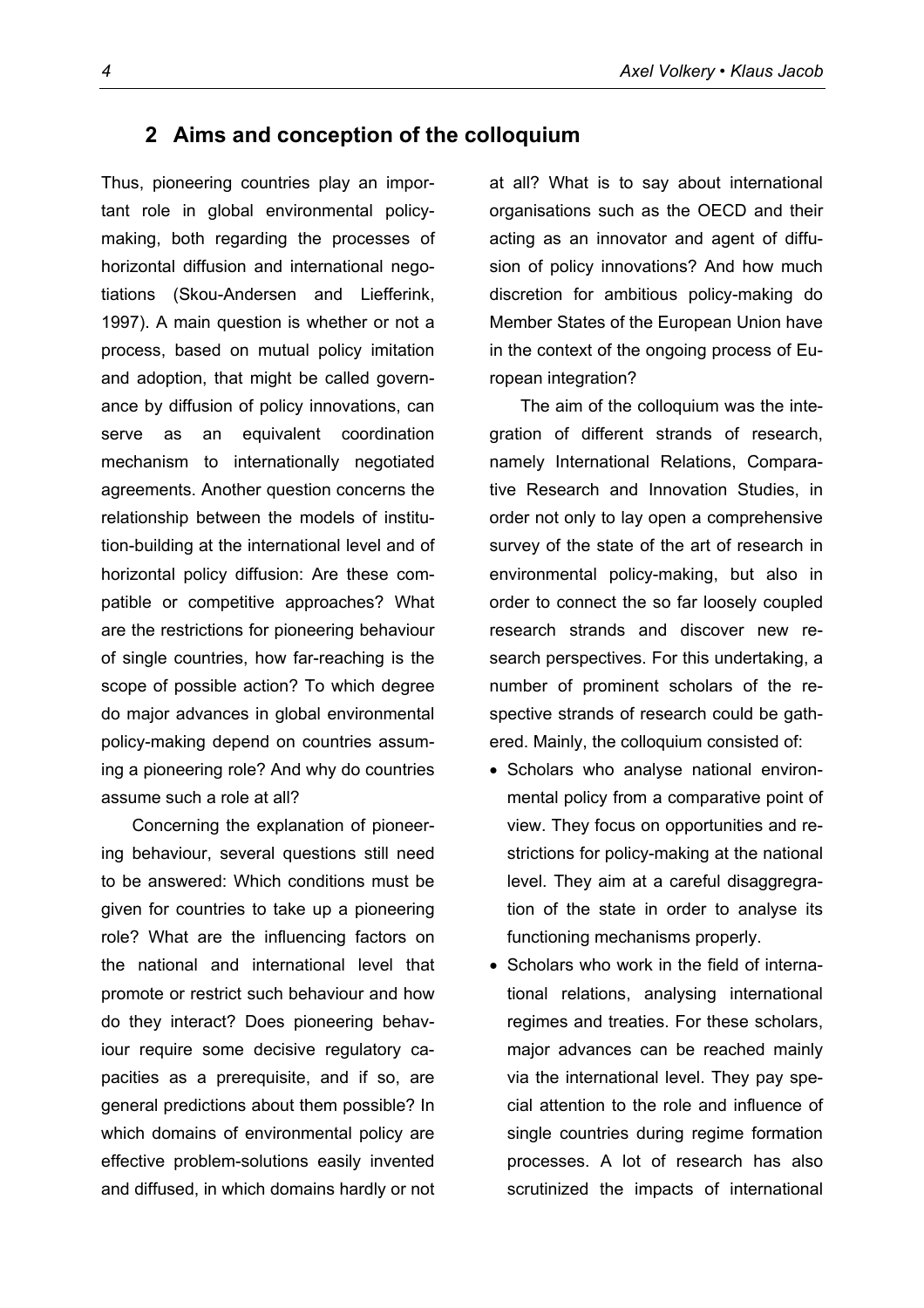## 2 Aims and conception of the colloquium

Thus, pioneering countries play an important role in global environmental policy-making, both regarding the processes of horizontal diffusion and international negotiations (Skou-Andersen and Liefferink, 1997). A main question is whether or not a process, based on mutual policy imitation and adoption, that might be called governance by diffusion of policy innovations, can serve as an equivalent coordination mechanism to internationally negotiated agreements. Another question concerns the relationship between the models of institution-building at the international level and of horizontal policy diffusion: Are these compatible or competitive approaches? What are the restrictions for pioneering behaviour of single countries, how far-reaching is the scope of possible action? To which degree do major advances in global environmental policy-making depend on countries assuming a pioneering role? And why do countries assume such a role at all?

Concerning the explanation of pioneering behaviour, several questions still need to be answered: Which conditions must be given for countries to take up a pioneering role? What are the influencing factors on the national and international level that promote or restrict such behaviour and how do they interact? Does pioneering behaviour require some decisive regulatory capacities as a prerequisite, and if so, are general predictions about them possible? In which domains of environmental policy are effective problem-solutions easily invented and diffused, in which domains hardly or not at all? What is to say about international organisations such as the OECD and their acting as an innovator and agent of diffusion of policy innovations? And how much discretion for ambitious policy-making do Member States of the European Union have in the context of the ongoing process of European integration?

The aim of the colloquium was the integration of different strands of research, namely International Relations, Comparative Research and Innovation Studies, in order not only to lay open a comprehensive survey of the state of the art of research in environmental policy-making, but also in order to connect the so far loosely coupled research strands and discover new research perspectives. For this undertaking, a number of prominent scholars of the respective strands of research could be gathered. Mainly, the colloquium consisted of:

- Scholars who analyse national environmental policy from a comparative point of view. They focus on opportunities and restrictions for policy-making at the national level. They aim at a careful disaggregration of the state in order to analyse its functioning mechanisms properly.
- Scholars who work in the field of international relations, analysing international regimes and treaties. For these scholars, major advances can be reached mainly via the international level. They pay special attention to the role and influence of single countries during regime formation processes. A lot of research has also scrutinized the impacts of international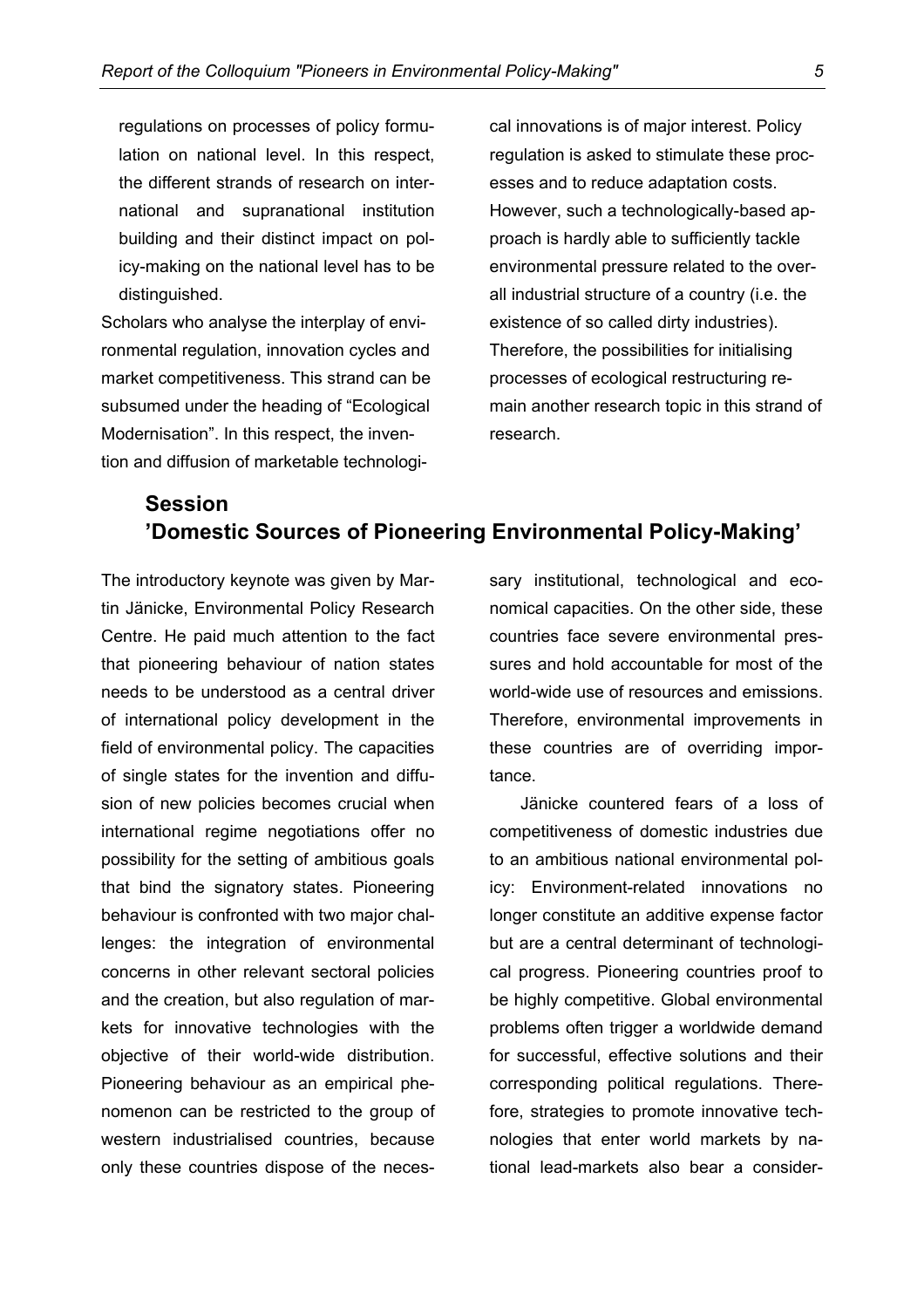regulations on processes of policy formulation on national level. In this respect, the different strands of research on international and supranational institution building and their distinct impact on policy-making on the national level has to be distinguished.

Scholars who analyse the interplay of environmental regulation, innovation cycles and market competitiveness. This strand can be subsumed under the heading of "Ecological Modernisation". In this respect, the invention and diffusion of marketable technological innovations is of major interest. Policy regulation is asked to stimulate these processes and to reduce adaptation costs. However, such a technologically-based approach is hardly able to sufficiently tackle environmental pressure related to the overall industrial structure of a country (i.e. the existence of so called dirty industries). Therefore, the possibilities for initialising processes of ecological restructuring remain another research topic in this strand of research.

## Session 'Domestic Sources of Pioneering Environmental Policy-Making'

The introductory keynote was given by Martin Jänicke, Environmental Policy Research Centre. He paid much attention to the fact that pioneering behaviour of nation states needs to be understood as a central driver of international policy development in the field of environmental policy. The capacities of single states for the invention and diffusion of new policies becomes crucial when international regime negotiations offer no possibility for the setting of ambitious goals that bind the signatory states. Pioneering behaviour is confronted with two major challenges: the integration of environmental concerns in other relevant sectoral policies and the creation, but also regulation of markets for innovative technologies with the objective of their world-wide distribution. Pioneering behaviour as an empirical phenomenon can be restricted to the group of western industrialised countries, because only these countries dispose of the necessary institutional, technological and economical capacities. On the other side, these countries face severe environmental pressures and hold accountable for most of the world-wide use of resources and emissions. Therefore, environmental improvements in these countries are of overriding importance.

Jänicke countered fears of a loss of competitiveness of domestic industries due to an ambitious national environmental policy: Environment-related innovations no longer constitute an additive expense factor but are a central determinant of technological progress. Pioneering countries proof to be highly competitive. Global environmental problems often trigger a worldwide demand for successful, effective solutions and their corresponding political regulations. Therefore, strategies to promote innovative technologies that enter world markets by national lead-markets also bear a consider-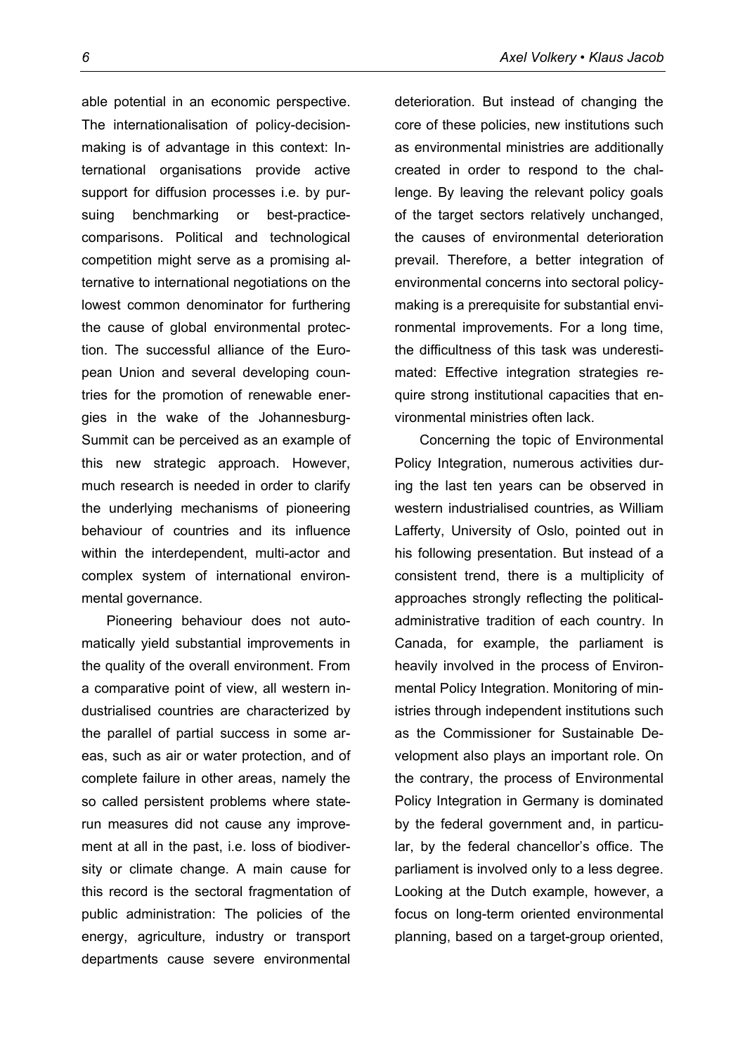able potential in an economic perspective. The internationalisation of policy-decision-making is of advantage in this context: International organisations provide active support for diffusion processes i.e. by pursuing benchmarking or best-practice-comparisons. Political and technological competition might serve as a promising alternative to international negotiations on the lowest common denominator for furthering the cause of global environmental protection. The successful alliance of the European Union and several developing countries for the promotion of renewable energies in the wake of the Johannesburg-Summit can be perceived as an example of this new strategic approach. However, much research is needed in order to clarify the underlying mechanisms of pioneering behaviour of countries and its influence within the interdependent, multi-actor and complex system of international environmental governance.

Pioneering behaviour does not automatically yield substantial improvements in the quality of the overall environment. From a comparative point of view, all western industrialised countries are characterized by the parallel of partial success in some areas, such as air or water protection, and of complete failure in other areas, namely the so called persistent problems where state-run measures did not cause any improvement at all in the past, i.e. loss of biodiversity or climate change. A main cause for this record is the sectoral fragmentation of public administration: The policies of the energy, agriculture, industry or transport departments cause severe environmental deterioration. But instead of changing the core of these policies, new institutions such as environmental ministries are additionally created in order to respond to the challenge. By leaving the relevant policy goals of the target sectors relatively unchanged, the causes of environmental deterioration prevail. Therefore, a better integration of environmental concerns into sectoral policy-making is a prerequisite for substantial environmental improvements. For a long time, the difficultness of this task was underestimated: Effective integration strategies require strong institutional capacities that environmental ministries often lack.

Concerning the topic of Environmental Policy Integration, numerous activities during the last ten years can be observed in western industrialised countries, as William Lafferty, University of Oslo, pointed out in his following presentation. But instead of a consistent trend, there is a multiplicity of approaches strongly reflecting the political-administrative tradition of each country. In Canada, for example, the parliament is heavily involved in the process of Environmental Policy Integration. Monitoring of ministries through independent institutions such as the Commissioner for Sustainable Development also plays an important role. On the contrary, the process of Environmental Policy Integration in Germany is dominated by the federal government and, in particular, by the federal chancellor's office. The parliament is involved only to a less degree. Looking at the Dutch example, however, a focus on long-term oriented environmental planning, based on a target-group oriented,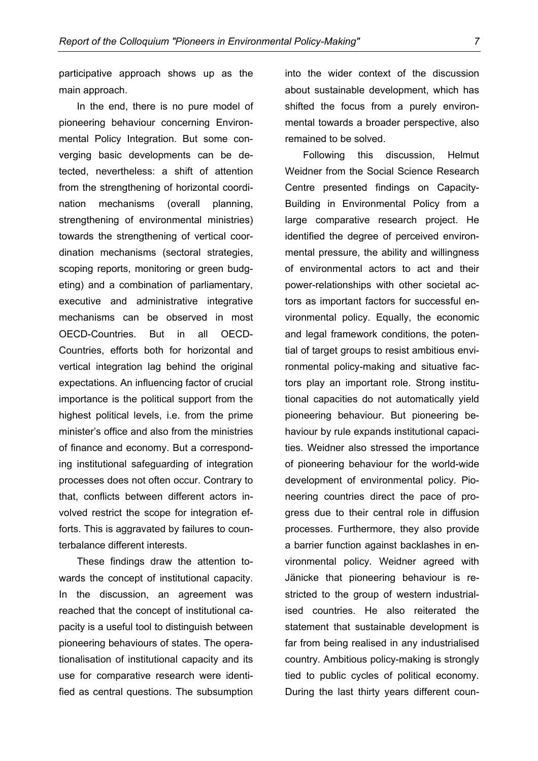participative approach shows up as the main approach.

In the end, there is no pure model of pioneering behaviour concerning Environmental Policy Integration. But some converging basic developments can be detected, nevertheless: a shift of attention from the strengthening of horizontal coordination mechanisms (overall planning, strengthening of environmental ministries) towards the strengthening of vertical coordination mechanisms (sectoral strategies, scoping reports, monitoring or green budgeting) and a combination of parliamentary, executive and administrative integrative mechanisms can be observed in most OECD-Countries. But in all OECD-Countries, efforts both for horizontal and vertical integration lag behind the original expectations. An influencing factor of crucial importance is the political support from the highest political levels, i.e. from the prime minister's office and also from the ministries of finance and economy. But a corresponding institutional safeguarding of integration processes does not often occur. Contrary to that, conflicts between different actors involved restrict the scope for integration efforts. This is aggravated by failures to counterbalance different interests.

These findings draw the attention towards the concept of institutional capacity. In the discussion, an agreement was reached that the concept of institutional capacity is a useful tool to distinguish between pioneering behaviours of states. The operationalisation of institutional capacity and its use for comparative research were identified as central questions. The subsumption into the wider context of the discussion about sustainable development, which has shifted the focus from a purely environmental towards a broader perspective, also remained to be solved.

Following this discussion, Helmut Weidner from the Social Science Research Centre presented findings on Capacity-Building in Environmental Policy from a large comparative research project. He identified the degree of perceived environmental pressure, the ability and willingness of environmental actors to act and their power-relationships with other societal actors as important factors for successful environmental policy. Equally, the economic and legal framework conditions, the potential of target groups to resist ambitious environmental policy-making and situative factors play an important role. Strong institutional capacities do not automatically yield pioneering behaviour. But pioneering behaviour by rule expands institutional capacities. Weidner also stressed the importance of pioneering behaviour for the world-wide development of environmental policy. Pioneering countries direct the pace of progress due to their central role in diffusion processes. Furthermore, they also provide a barrier function against backlashes in environmental policy. Weidner agreed with Jänicke that pioneering behaviour is restricted to the group of western industrialised countries. He also reiterated the statement that sustainable development is far from being realised in any industrialised country. Ambitious policy-making is strongly tied to public cycles of political economy. During the last thirty years different coun-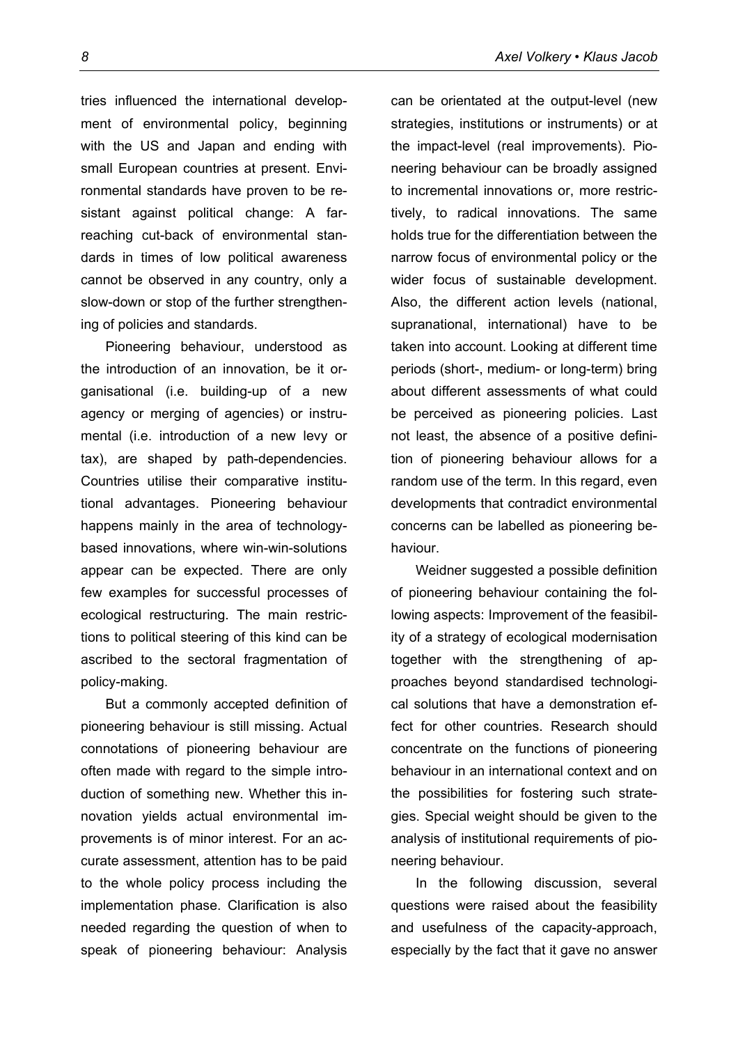tries influenced the international development of environmental policy, beginning with the US and Japan and ending with small European countries at present. Environmental standards have proven to be resistant against political change: A far-reaching cut-back of environmental standards in times of low political awareness cannot be observed in any country, only a slow-down or stop of the further strengthening of policies and standards.

Pioneering behaviour, understood as the introduction of an innovation, be it organisational (i.e. building-up of a new agency or merging of agencies) or instrumental (i.e. introduction of a new levy or tax), are shaped by path-dependencies. Countries utilise their comparative institutional advantages. Pioneering behaviour happens mainly in the area of technology-based innovations, where win-win-solutions appear can be expected. There are only few examples for successful processes of ecological restructuring. The main restrictions to political steering of this kind can be ascribed to the sectoral fragmentation of policy-making.

But a commonly accepted definition of pioneering behaviour is still missing. Actual connotations of pioneering behaviour are often made with regard to the simple introduction of something new. Whether this innovation yields actual environmental improvements is of minor interest. For an accurate assessment, attention has to be paid to the whole policy process including the implementation phase. Clarification is also needed regarding the question of when to speak of pioneering behaviour: Analysis can be orientated at the output-level (new strategies, institutions or instruments) or at the impact-level (real improvements). Pioneering behaviour can be broadly assigned to incremental innovations or, more restrictively, to radical innovations. The same holds true for the differentiation between the narrow focus of environmental policy or the wider focus of sustainable development. Also, the different action levels (national, supranational, international) have to be taken into account. Looking at different time periods (short-, medium- or long-term) bring about different assessments of what could be perceived as pioneering policies. Last not least, the absence of a positive definition of pioneering behaviour allows for a random use of the term. In this regard, even developments that contradict environmental concerns can be labelled as pioneering behaviour.

Weidner suggested a possible definition of pioneering behaviour containing the following aspects: Improvement of the feasibility of a strategy of ecological modernisation together with the strengthening of approaches beyond standardised technological solutions that have a demonstration effect for other countries. Research should concentrate on the functions of pioneering behaviour in an international context and on the possibilities for fostering such strategies. Special weight should be given to the analysis of institutional requirements of pioneering behaviour.

In the following discussion, several questions were raised about the feasibility and usefulness of the capacity-approach, especially by the fact that it gave no answer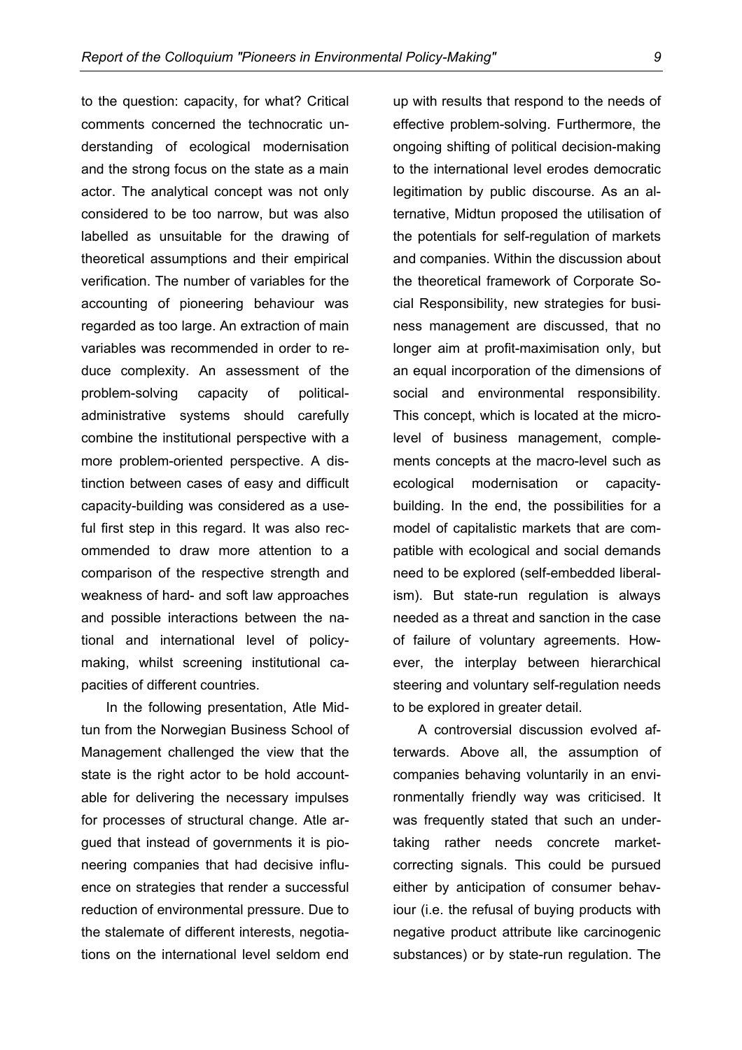to the question: capacity, for what? Critical comments concerned the technocratic understanding of ecological modernisation and the strong focus on the state as a main actor. The analytical concept was not only considered to be too narrow, but was also labelled as unsuitable for the drawing of theoretical assumptions and their empirical verification. The number of variables for the accounting of pioneering behaviour was regarded as too large. An extraction of main variables was recommended in order to reduce complexity. An assessment of the problem-solving capacity of political-administrative systems should carefully combine the institutional perspective with a more problem-oriented perspective. A distinction between cases of easy and difficult capacity-building was considered as a useful first step in this regard. It was also recommended to draw more attention to a comparison of the respective strength and weakness of hard- and soft law approaches and possible interactions between the national and international level of policy-making, whilst screening institutional capacities of different countries.

In the following presentation, Atle Midtun from the Norwegian Business School of Management challenged the view that the state is the right actor to be hold accountable for delivering the necessary impulses for processes of structural change. Atle argued that instead of governments it is pioneering companies that had decisive influence on strategies that render a successful reduction of environmental pressure. Due to the stalemate of different interests, negotiations on the international level seldom end up with results that respond to the needs of effective problem-solving. Furthermore, the ongoing shifting of political decision-making to the international level erodes democratic legitimation by public discourse. As an alternative, Midtun proposed the utilisation of the potentials for self-regulation of markets and companies. Within the discussion about the theoretical framework of Corporate Social Responsibility, new strategies for business management are discussed, that no longer aim at profit-maximisation only, but an equal incorporation of the dimensions of social and environmental responsibility. This concept, which is located at the micro-level of business management, complements concepts at the macro-level such as ecological modernisation or capacity-building. In the end, the possibilities for a model of capitalistic markets that are compatible with ecological and social demands need to be explored (self-embedded liberalism). But state-run regulation is always needed as a threat and sanction in the case of failure of voluntary agreements. However, the interplay between hierarchical steering and voluntary self-regulation needs to be explored in greater detail.

A controversial discussion evolved afterwards. Above all, the assumption of companies behaving voluntarily in an environmentally friendly way was criticised. It was frequently stated that such an undertaking rather needs concrete market-correcting signals. This could be pursued either by anticipation of consumer behaviour (i.e. the refusal of buying products with negative product attribute like carcinogenic substances) or by state-run regulation. The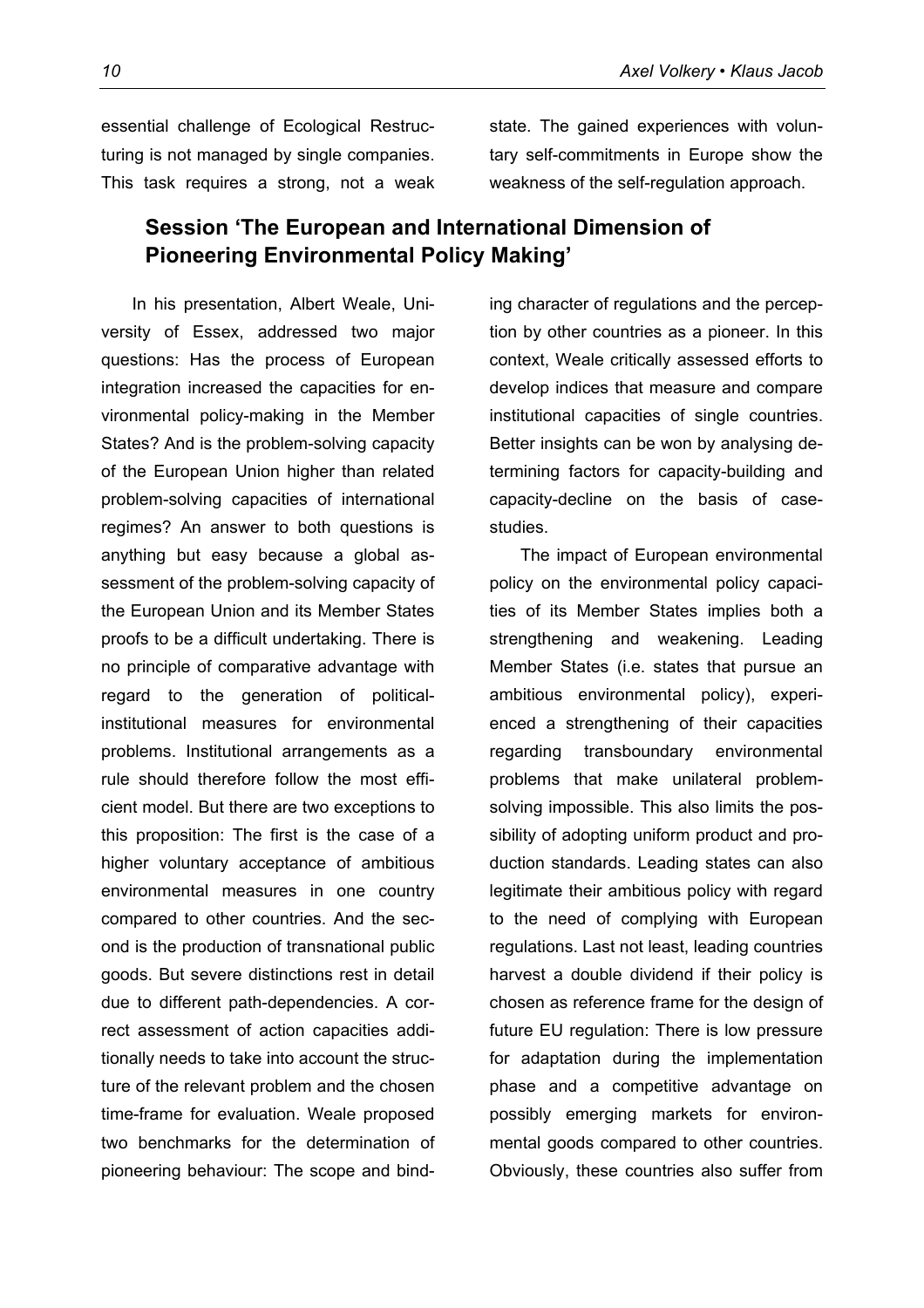essential challenge of Ecological Restructuring is not managed by single companies. This task requires a strong, not a weak state. The gained experiences with voluntary self-commitments in Europe show the weakness of the self-regulation approach.

## Session 'The European and International Dimension of Pioneering Environmental Policy Making'

In his presentation, Albert Weale, University of Essex, addressed two major questions: Has the process of European integration increased the capacities for environmental policy-making in the Member States? And is the problem-solving capacity of the European Union higher than related problem-solving capacities of international regimes? An answer to both questions is anything but easy because a global assessment of the problem-solving capacity of the European Union and its Member States proofs to be a difficult undertaking. There is no principle of comparative advantage with regard to the generation of political-institutional measures for environmental problems. Institutional arrangements as a rule should therefore follow the most efficient model. But there are two exceptions to this proposition: The first is the case of a higher voluntary acceptance of ambitious environmental measures in one country compared to other countries. And the second is the production of transnational public goods. But severe distinctions rest in detail due to different path-dependencies. A correct assessment of action capacities additionally needs to take into account the structure of the relevant problem and the chosen time-frame for evaluation. Weale proposed two benchmarks for the determination of pioneering behaviour: The scope and binding character of regulations and the perception by other countries as a pioneer. In this context, Weale critically assessed efforts to develop indices that measure and compare institutional capacities of single countries. Better insights can be won by analysing determining factors for capacity-building and capacity-decline on the basis of case-studies.

The impact of European environmental policy on the environmental policy capacities of its Member States implies both a strengthening and weakening. Leading Member States (i.e. states that pursue an ambitious environmental policy), experienced a strengthening of their capacities regarding transboundary environmental problems that make unilateral problem-solving impossible. This also limits the possibility of adopting uniform product and production standards. Leading states can also legitimate their ambitious policy with regard to the need of complying with European regulations. Last not least, leading countries harvest a double dividend if their policy is chosen as reference frame for the design of future EU regulation: There is low pressure for adaptation during the implementation phase and a competitive advantage on possibly emerging markets for environmental goods compared to other countries. Obviously, these countries also suffer from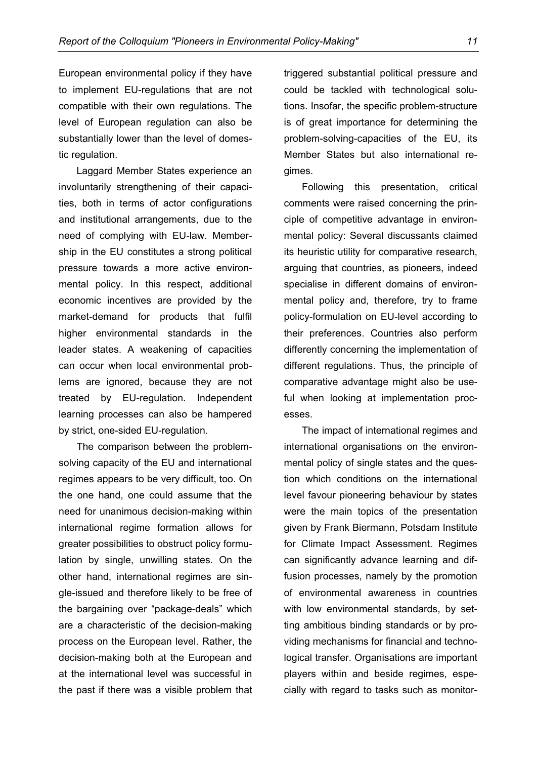European environmental policy if they have to implement EU-regulations that are not compatible with their own regulations. The level of European regulation can also be substantially lower than the level of domestic regulation.

Laggard Member States experience an involuntarily strengthening of their capacities, both in terms of actor configurations and institutional arrangements, due to the need of complying with EU-law. Membership in the EU constitutes a strong political pressure towards a more active environmental policy. In this respect, additional economic incentives are provided by the market-demand for products that fulfil higher environmental standards in the leader states. A weakening of capacities can occur when local environmental problems are ignored, because they are not treated by EU-regulation. Independent learning processes can also be hampered by strict, one-sided EU-regulation.

The comparison between the problem-solving capacity of the EU and international regimes appears to be very difficult, too. On the one hand, one could assume that the need for unanimous decision-making within international regime formation allows for greater possibilities to obstruct policy formulation by single, unwilling states. On the other hand, international regimes are single-issued and therefore likely to be free of the bargaining over "package-deals" which are a characteristic of the decision-making process on the European level. Rather, the decision-making both at the European and at the international level was successful in the past if there was a visible problem that triggered substantial political pressure and could be tackled with technological solutions. Insofar, the specific problem-structure is of great importance for determining the problem-solving-capacities of the EU, its Member States but also international regimes.

Following this presentation, critical comments were raised concerning the principle of competitive advantage in environmental policy: Several discussants claimed its heuristic utility for comparative research, arguing that countries, as pioneers, indeed specialise in different domains of environmental policy and, therefore, try to frame policy-formulation on EU-level according to their preferences. Countries also perform differently concerning the implementation of different regulations. Thus, the principle of comparative advantage might also be useful when looking at implementation processes.

The impact of international regimes and international organisations on the environmental policy of single states and the question which conditions on the international level favour pioneering behaviour by states were the main topics of the presentation given by Frank Biermann, Potsdam Institute for Climate Impact Assessment. Regimes can significantly advance learning and diffusion processes, namely by the promotion of environmental awareness in countries with low environmental standards, by setting ambitious binding standards or by providing mechanisms for financial and technological transfer. Organisations are important players within and beside regimes, especially with regard to tasks such as monitor-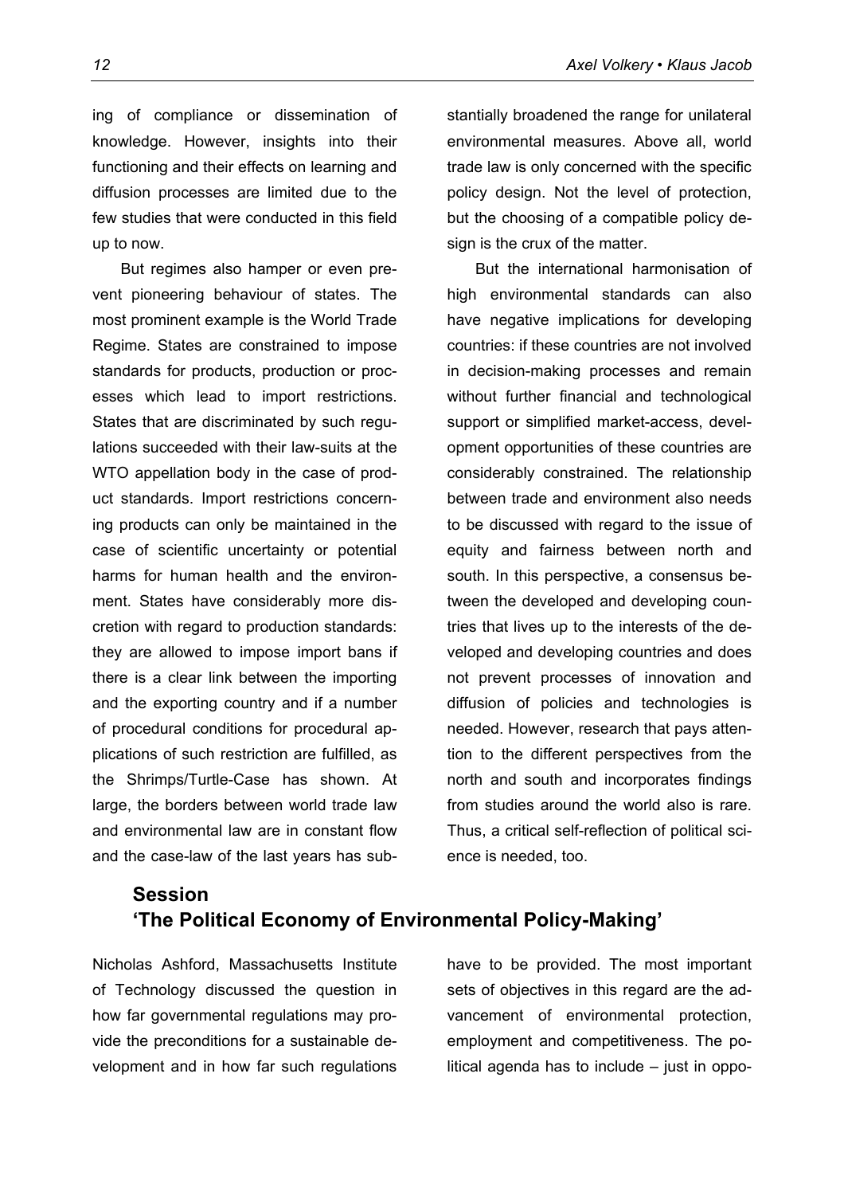ing of compliance or dissemination of knowledge. However, insights into their functioning and their effects on learning and diffusion processes are limited due to the few studies that were conducted in this field up to now.

But regimes also hamper or even prevent pioneering behaviour of states. The most prominent example is the World Trade Regime. States are constrained to impose standards for products, production or processes which lead to import restrictions. States that are discriminated by such regulations succeeded with their law-suits at the WTO appellation body in the case of product standards. Import restrictions concerning products can only be maintained in the case of scientific uncertainty or potential harms for human health and the environment. States have considerably more discretion with regard to production standards: they are allowed to impose import bans if there is a clear link between the importing and the exporting country and if a number of procedural conditions for procedural applications of such restriction are fulfilled, as the Shrimps/Turtle-Case has shown. At large, the borders between world trade law and environmental law are in constant flow and the case-law of the last years has substantially broadened the range for unilateral environmental measures. Above all, world trade law is only concerned with the specific policy design. Not the level of protection, but the choosing of a compatible policy design is the crux of the matter.

But the international harmonisation of high environmental standards can also have negative implications for developing countries: if these countries are not involved in decision-making processes and remain without further financial and technological support or simplified market-access, development opportunities of these countries are considerably constrained. The relationship between trade and environment also needs to be discussed with regard to the issue of equity and fairness between north and south. In this perspective, a consensus between the developed and developing countries that lives up to the interests of the developed and developing countries and does not prevent processes of innovation and diffusion of policies and technologies is needed. However, research that pays attention to the different perspectives from the north and south and incorporates findings from studies around the world also is rare. Thus, a critical self-reflection of political science is needed, too.

## Session 'The Political Economy of Environmental Policy-Making'

Nicholas Ashford, Massachusetts Institute of Technology discussed the question in how far governmental regulations may provide the preconditions for a sustainable development and in how far such regulations have to be provided. The most important sets of objectives in this regard are the advancement of environmental protection, employment and competitiveness. The political agenda has to include – just in oppo-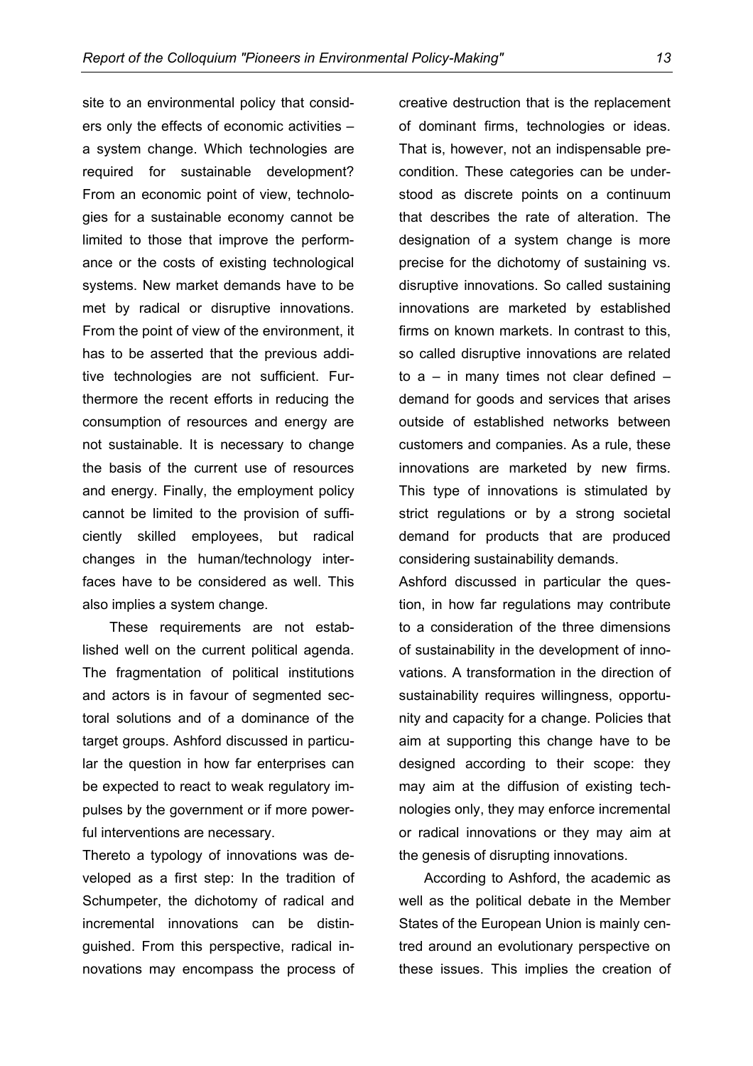site to an environmental policy that considers only the effects of economic activities – a system change. Which technologies are required for sustainable development? From an economic point of view, technologies for a sustainable economy cannot be limited to those that improve the performance or the costs of existing technological systems. New market demands have to be met by radical or disruptive innovations. From the point of view of the environment, it has to be asserted that the previous additive technologies are not sufficient. Furthermore the recent efforts in reducing the consumption of resources and energy are not sustainable. It is necessary to change the basis of the current use of resources and energy. Finally, the employment policy cannot be limited to the provision of sufficiently skilled employees, but radical changes in the human/technology interfaces have to be considered as well. This also implies a system change.

These requirements are not established well on the current political agenda. The fragmentation of political institutions and actors is in favour of segmented sectoral solutions and of a dominance of the target groups. Ashford discussed in particular the question in how far enterprises can be expected to react to weak regulatory impulses by the government or if more powerful interventions are necessary.

Thereto a typology of innovations was developed as a first step: In the tradition of Schumpeter, the dichotomy of radical and incremental innovations can be distinguished. From this perspective, radical innovations may encompass the process of creative destruction that is the replacement of dominant firms, technologies or ideas. That is, however, not an indispensable precondition. These categories can be understood as discrete points on a continuum that describes the rate of alteration. The designation of a system change is more precise for the dichotomy of sustaining vs. disruptive innovations. So called sustaining innovations are marketed by established firms on known markets. In contrast to this, so called disruptive innovations are related to a – in many times not clear defined – demand for goods and services that arises outside of established networks between customers and companies. As a rule, these innovations are marketed by new firms. This type of innovations is stimulated by strict regulations or by a strong societal demand for products that are produced considering sustainability demands.

Ashford discussed in particular the question, in how far regulations may contribute to a consideration of the three dimensions of sustainability in the development of innovations. A transformation in the direction of sustainability requires willingness, opportunity and capacity for a change. Policies that aim at supporting this change have to be designed according to their scope: they may aim at the diffusion of existing technologies only, they may enforce incremental or radical innovations or they may aim at the genesis of disrupting innovations.

According to Ashford, the academic as well as the political debate in the Member States of the European Union is mainly centred around an evolutionary perspective on these issues. This implies the creation of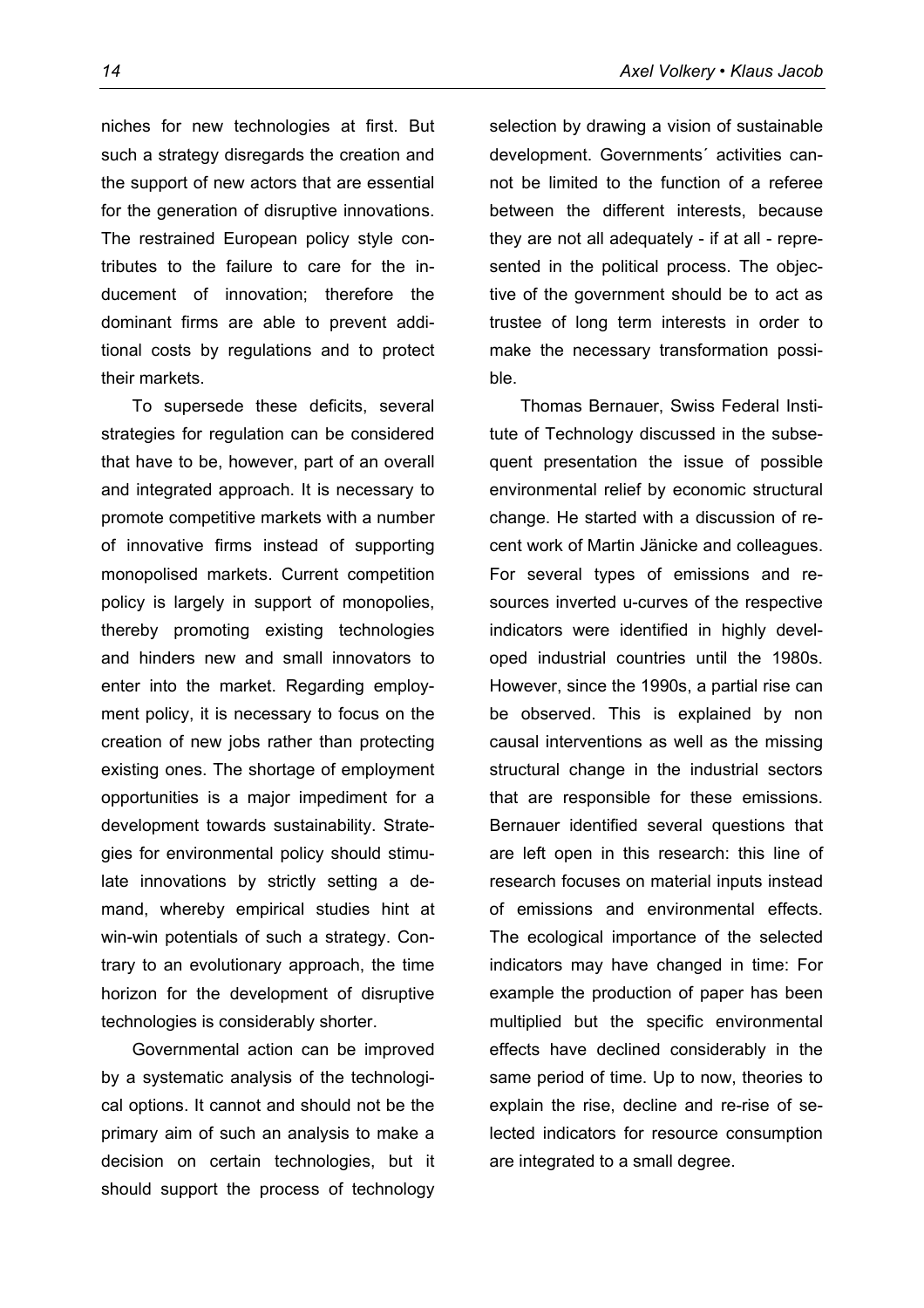niches for new technologies at first. But such a strategy disregards the creation and the support of new actors that are essential for the generation of disruptive innovations. The restrained European policy style contributes to the failure to care for the inducement of innovation; therefore the dominant firms are able to prevent additional costs by regulations and to protect their markets.

To supersede these deficits, several strategies for regulation can be considered that have to be, however, part of an overall and integrated approach. It is necessary to promote competitive markets with a number of innovative firms instead of supporting monopolised markets. Current competition policy is largely in support of monopolies, thereby promoting existing technologies and hinders new and small innovators to enter into the market. Regarding employment policy, it is necessary to focus on the creation of new jobs rather than protecting existing ones. The shortage of employment opportunities is a major impediment for a development towards sustainability. Strategies for environmental policy should stimulate innovations by strictly setting a demand, whereby empirical studies hint at win-win potentials of such a strategy. Contrary to an evolutionary approach, the time horizon for the development of disruptive technologies is considerably shorter.

Governmental action can be improved by a systematic analysis of the technological options. It cannot and should not be the primary aim of such an analysis to make a decision on certain technologies, but it should support the process of technology selection by drawing a vision of sustainable development. Governments´ activities cannot be limited to the function of a referee between the different interests, because they are not all adequately - if at all - represented in the political process. The objective of the government should be to act as trustee of long term interests in order to make the necessary transformation possible.

Thomas Bernauer, Swiss Federal Institute of Technology discussed in the subsequent presentation the issue of possible environmental relief by economic structural change. He started with a discussion of recent work of Martin Jänicke and colleagues. For several types of emissions and resources inverted u-curves of the respective indicators were identified in highly developed industrial countries until the 1980s. However, since the 1990s, a partial rise can be observed. This is explained by non causal interventions as well as the missing structural change in the industrial sectors that are responsible for these emissions. Bernauer identified several questions that are left open in this research: this line of research focuses on material inputs instead of emissions and environmental effects. The ecological importance of the selected indicators may have changed in time: For example the production of paper has been multiplied but the specific environmental effects have declined considerably in the same period of time. Up to now, theories to explain the rise, decline and re-rise of selected indicators for resource consumption are integrated to a small degree.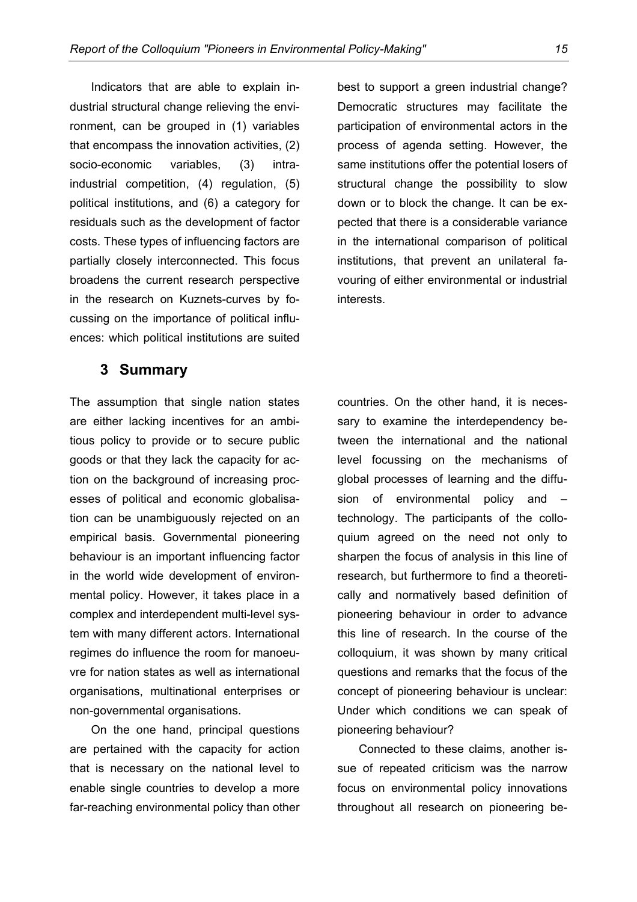Indicators that are able to explain industrial structural change relieving the environment, can be grouped in (1) variables that encompass the innovation activities, (2) socio-economic variables, (3) intra-industrial competition, (4) regulation, (5) political institutions, and (6) a category for residuals such as the development of factor costs. These types of influencing factors are partially closely interconnected. This focus broadens the current research perspective in the research on Kuznets-curves by focussing on the importance of political influences: which political institutions are suited best to support a green industrial change? Democratic structures may facilitate the participation of environmental actors in the process of agenda setting. However, the same institutions offer the potential losers of structural change the possibility to slow down or to block the change. It can be expected that there is a considerable variance in the international comparison of political institutions, that prevent an unilateral favouring of either environmental or industrial interests.

## 3 Summary

The assumption that single nation states are either lacking incentives for an ambitious policy to provide or to secure public goods or that they lack the capacity for action on the background of increasing processes of political and economic globalisation can be unambiguously rejected on an empirical basis. Governmental pioneering behaviour is an important influencing factor in the world wide development of environmental policy. However, it takes place in a complex and interdependent multi-level system with many different actors. International regimes do influence the room for manoeuvre for nation states as well as international organisations, multinational enterprises or non-governmental organisations.

On the one hand, principal questions are pertained with the capacity for action that is necessary on the national level to enable single countries to develop a more far-reaching environmental policy than other countries. On the other hand, it is necessary to examine the interdependency between the international and the national level focussing on the mechanisms of global processes of learning and the diffusion of environmental policy and – technology. The participants of the colloquium agreed on the need not only to sharpen the focus of analysis in this line of research, but furthermore to find a theoretically and normatively based definition of pioneering behaviour in order to advance this line of research. In the course of the colloquium, it was shown by many critical questions and remarks that the focus of the concept of pioneering behaviour is unclear: Under which conditions we can speak of pioneering behaviour?

Connected to these claims, another issue of repeated criticism was the narrow focus on environmental policy innovations throughout all research on pioneering be-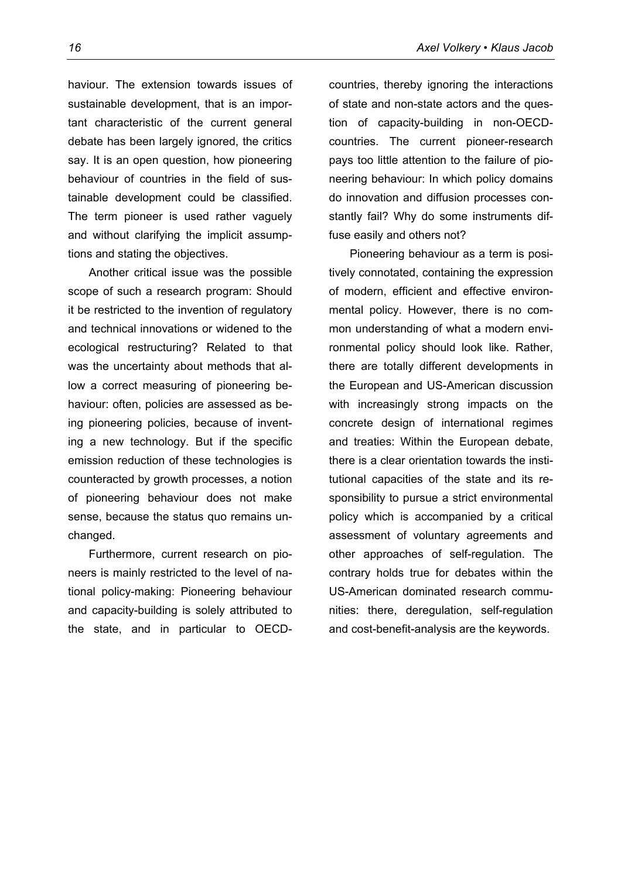haviour. The extension towards issues of sustainable development, that is an important characteristic of the current general debate has been largely ignored, the critics say. It is an open question, how pioneering behaviour of countries in the field of sustainable development could be classified. The term pioneer is used rather vaguely and without clarifying the implicit assumptions and stating the objectives.

Another critical issue was the possible scope of such a research program: Should it be restricted to the invention of regulatory and technical innovations or widened to the ecological restructuring? Related to that was the uncertainty about methods that allow a correct measuring of pioneering behaviour: often, policies are assessed as being pioneering policies, because of inventing a new technology. But if the specific emission reduction of these technologies is counteracted by growth processes, a notion of pioneering behaviour does not make sense, because the status quo remains unchanged.

Furthermore, current research on pioneers is mainly restricted to the level of national policy-making: Pioneering behaviour and capacity-building is solely attributed to the state, and in particular to OECD-countries, thereby ignoring the interactions of state and non-state actors and the question of capacity-building in non-OECD-countries. The current pioneer-research pays too little attention to the failure of pioneering behaviour: In which policy domains do innovation and diffusion processes constantly fail? Why do some instruments diffuse easily and others not?

Pioneering behaviour as a term is positively connotated, containing the expression of modern, efficient and effective environmental policy. However, there is no common understanding of what a modern environmental policy should look like. Rather, there are totally different developments in the European and US-American discussion with increasingly strong impacts on the concrete design of international regimes and treaties: Within the European debate, there is a clear orientation towards the institutional capacities of the state and its responsibility to pursue a strict environmental policy which is accompanied by a critical assessment of voluntary agreements and other approaches of self-regulation. The contrary holds true for debates within the US-American dominated research communities: there, deregulation, self-regulation and cost-benefit-analysis are the keywords.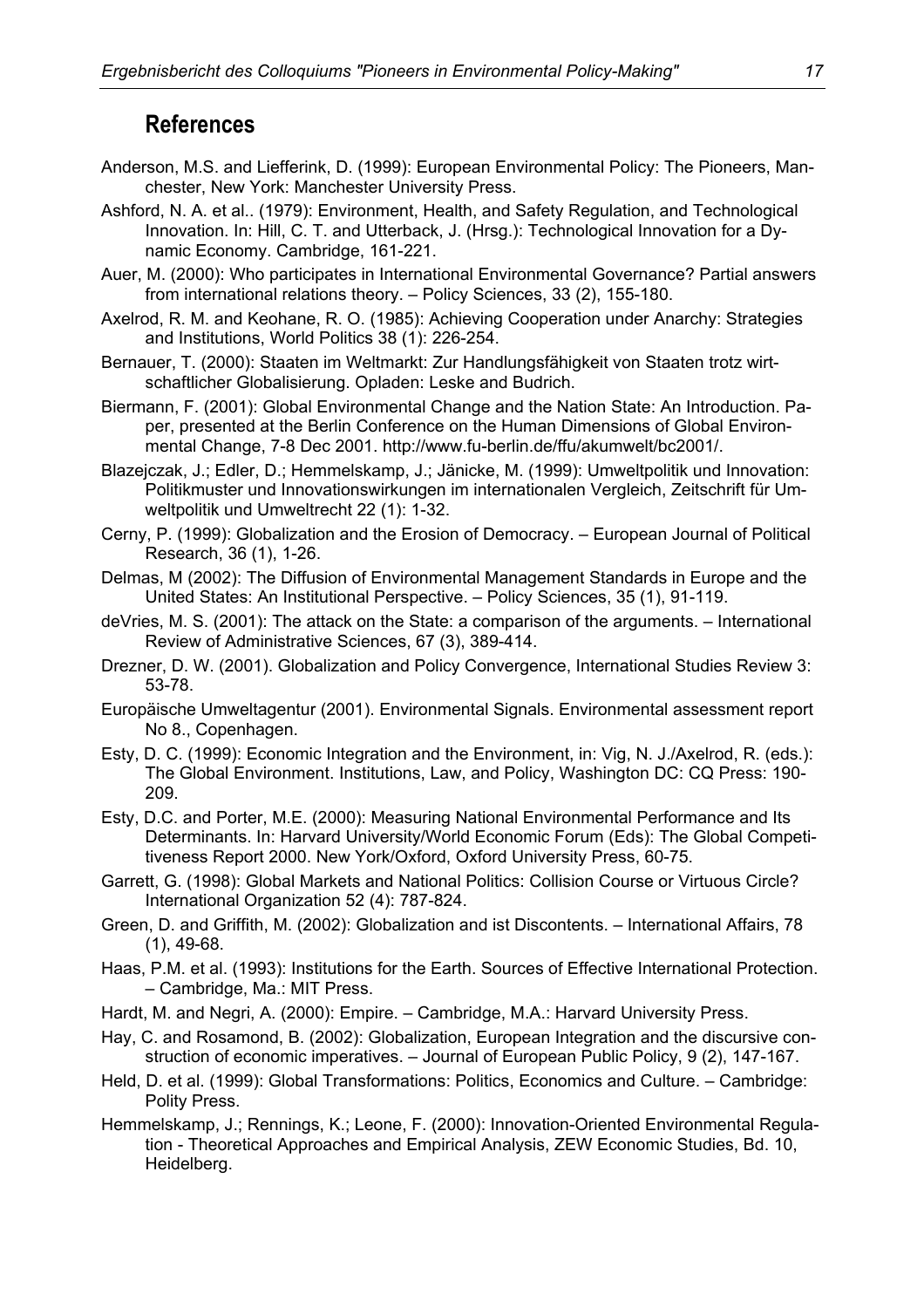## References

Anderson, M.S. and Liefferink, D. (1999): European Environmental Policy: The Pioneers, Manchester, New York: Manchester University Press.

Ashford, N. A. et al.. (1979): Environment, Health, and Safety Regulation, and Technological Innovation. In: Hill, C. T. and Utterback, J. (Hrsg.): Technological Innovation for a Dynamic Economy. Cambridge, 161-221.

Auer, M. (2000): Who participates in International Environmental Governance? Partial answers from international relations theory. – Policy Sciences, 33 (2), 155-180.

Axelrod, R. M. and Keohane, R. O. (1985): Achieving Cooperation under Anarchy: Strategies and Institutions, World Politics 38 (1): 226-254.

Bernauer, T. (2000): Staaten im Weltmarkt: Zur Handlungsfähigkeit von Staaten trotz wirtschaftlicher Globalisierung. Opladen: Leske and Budrich.

Biermann, F. (2001): Global Environmental Change and the Nation State: An Introduction. Paper, presented at the Berlin Conference on the Human Dimensions of Global Environmental Change, 7-8 Dec 2001. http://www.fu-berlin.de/ffu/akumwelt/bc2001/.

Blazejczak, J.; Edler, D.; Hemmelskamp, J.; Jänicke, M. (1999): Umweltpolitik und Innovation: Politikmuster und Innovationswirkungen im internationalen Vergleich, Zeitschrift für Umweltpolitik und Umweltrecht 22 (1): 1-32.

Cerny, P. (1999): Globalization and the Erosion of Democracy. – European Journal of Political Research, 36 (1), 1-26.

Delmas, M (2002): The Diffusion of Environmental Management Standards in Europe and the United States: An Institutional Perspective. – Policy Sciences, 35 (1), 91-119.

deVries, M. S. (2001): The attack on the State: a comparison of the arguments. – International Review of Administrative Sciences, 67 (3), 389-414.

Drezner, D. W. (2001). Globalization and Policy Convergence, International Studies Review 3: 53-78.

Europäische Umweltagentur (2001). Environmental Signals. Environmental assessment report No 8., Copenhagen.

Esty, D. C. (1999): Economic Integration and the Environment, in: Vig, N. J./Axelrod, R. (eds.): The Global Environment. Institutions, Law, and Policy, Washington DC: CQ Press: 190-209.

Esty, D.C. and Porter, M.E. (2000): Measuring National Environmental Performance and Its Determinants. In: Harvard University/World Economic Forum (Eds): The Global Competitiveness Report 2000. New York/Oxford, Oxford University Press, 60-75.

Garrett, G. (1998): Global Markets and National Politics: Collision Course or Virtuous Circle? International Organization 52 (4): 787-824.

Green, D. and Griffith, M. (2002): Globalization and ist Discontents. – International Affairs, 78 (1), 49-68.

Haas, P.M. et al. (1993): Institutions for the Earth. Sources of Effective International Protection. – Cambridge, Ma.: MIT Press.

Hardt, M. and Negri, A. (2000): Empire. – Cambridge, M.A.: Harvard University Press.

Hay, C. and Rosamond, B. (2002): Globalization, European Integration and the discursive construction of economic imperatives. – Journal of European Public Policy, 9 (2), 147-167.

Held, D. et al. (1999): Global Transformations: Politics, Economics and Culture. – Cambridge: Polity Press.

Hemmelskamp, J.; Rennings, K.; Leone, F. (2000): Innovation-Oriented Environmental Regulation - Theoretical Approaches and Empirical Analysis, ZEW Economic Studies, Bd. 10, Heidelberg.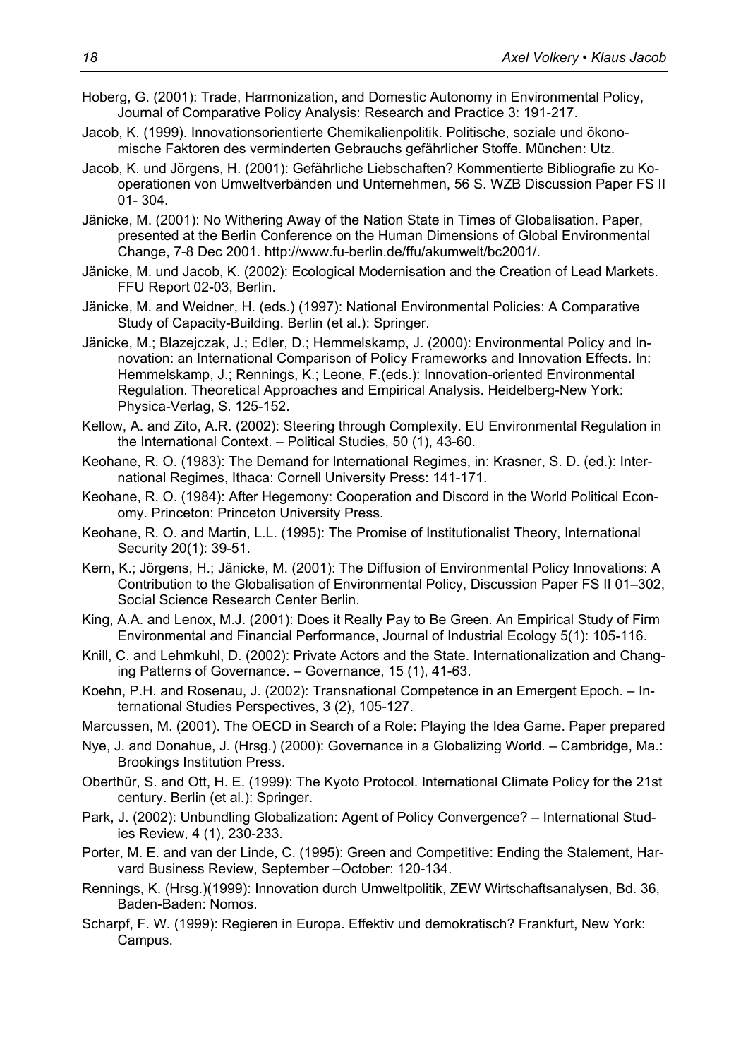Hoberg, G. (2001): Trade, Harmonization, and Domestic Autonomy in Environmental Policy, Journal of Comparative Policy Analysis: Research and Practice 3: 191-217.

Jacob, K. (1999). Innovationsorientierte Chemikalienpolitik. Politische, soziale und ökonomische Faktoren des verminderten Gebrauchs gefährlicher Stoffe. München: Utz.

Jacob, K. und Jörgens, H. (2001): Gefährliche Liebschaften? Kommentierte Bibliografie zu Kooperationen von Umweltverbänden und Unternehmen, 56 S. WZB Discussion Paper FS II 01- 304.

Jänicke, M. (2001): No Withering Away of the Nation State in Times of Globalisation. Paper, presented at the Berlin Conference on the Human Dimensions of Global Environmental Change, 7-8 Dec 2001. http://www.fu-berlin.de/ffu/akumwelt/bc2001/.

Jänicke, M. und Jacob, K. (2002): Ecological Modernisation and the Creation of Lead Markets. FFU Report 02-03, Berlin.

Jänicke, M. and Weidner, H. (eds.) (1997): National Environmental Policies: A Comparative Study of Capacity-Building. Berlin (et al.): Springer.

Jänicke, M.; Blazejczak, J.; Edler, D.; Hemmelskamp, J. (2000): Environmental Policy and Innovation: an International Comparison of Policy Frameworks and Innovation Effects. In: Hemmelskamp, J.; Rennings, K.; Leone, F.(eds.): Innovation-oriented Environmental Regulation. Theoretical Approaches and Empirical Analysis. Heidelberg-New York: Physica-Verlag, S. 125-152.

Kellow, A. and Zito, A.R. (2002): Steering through Complexity. EU Environmental Regulation in the International Context. – Political Studies, 50 (1), 43-60.

Keohane, R. O. (1983): The Demand for International Regimes, in: Krasner, S. D. (ed.): International Regimes, Ithaca: Cornell University Press: 141-171.

Keohane, R. O. (1984): After Hegemony: Cooperation and Discord in the World Political Economy. Princeton: Princeton University Press.

Keohane, R. O. and Martin, L.L. (1995): The Promise of Institutionalist Theory, International Security 20(1): 39-51.

Kern, K.; Jörgens, H.; Jänicke, M. (2001): The Diffusion of Environmental Policy Innovations: A Contribution to the Globalisation of Environmental Policy, Discussion Paper FS II 01–302, Social Science Research Center Berlin.

King, A.A. and Lenox, M.J. (2001): Does it Really Pay to Be Green. An Empirical Study of Firm Environmental and Financial Performance, Journal of Industrial Ecology 5(1): 105-116.

Knill, C. and Lehmkuhl, D. (2002): Private Actors and the State. Internationalization and Changing Patterns of Governance. – Governance, 15 (1), 41-63.

Koehn, P.H. and Rosenau, J. (2002): Transnational Competence in an Emergent Epoch. – International Studies Perspectives, 3 (2), 105-127.

Marcussen, M. (2001). The OECD in Search of a Role: Playing the Idea Game. Paper prepared

Nye, J. and Donahue, J. (Hrsg.) (2000): Governance in a Globalizing World. – Cambridge, Ma.: Brookings Institution Press.

Oberthür, S. and Ott, H. E. (1999): The Kyoto Protocol. International Climate Policy for the 21st century. Berlin (et al.): Springer.

Park, J. (2002): Unbundling Globalization: Agent of Policy Convergence? – International Studies Review, 4 (1), 230-233.

Porter, M. E. and van der Linde, C. (1995): Green and Competitive: Ending the Stalement, Harvard Business Review, September –October: 120-134.

Rennings, K. (Hrsg.)(1999): Innovation durch Umweltpolitik, ZEW Wirtschaftsanalysen, Bd. 36, Baden-Baden: Nomos.

Scharpf, F. W. (1999): Regieren in Europa. Effektiv und demokratisch? Frankfurt, New York: Campus.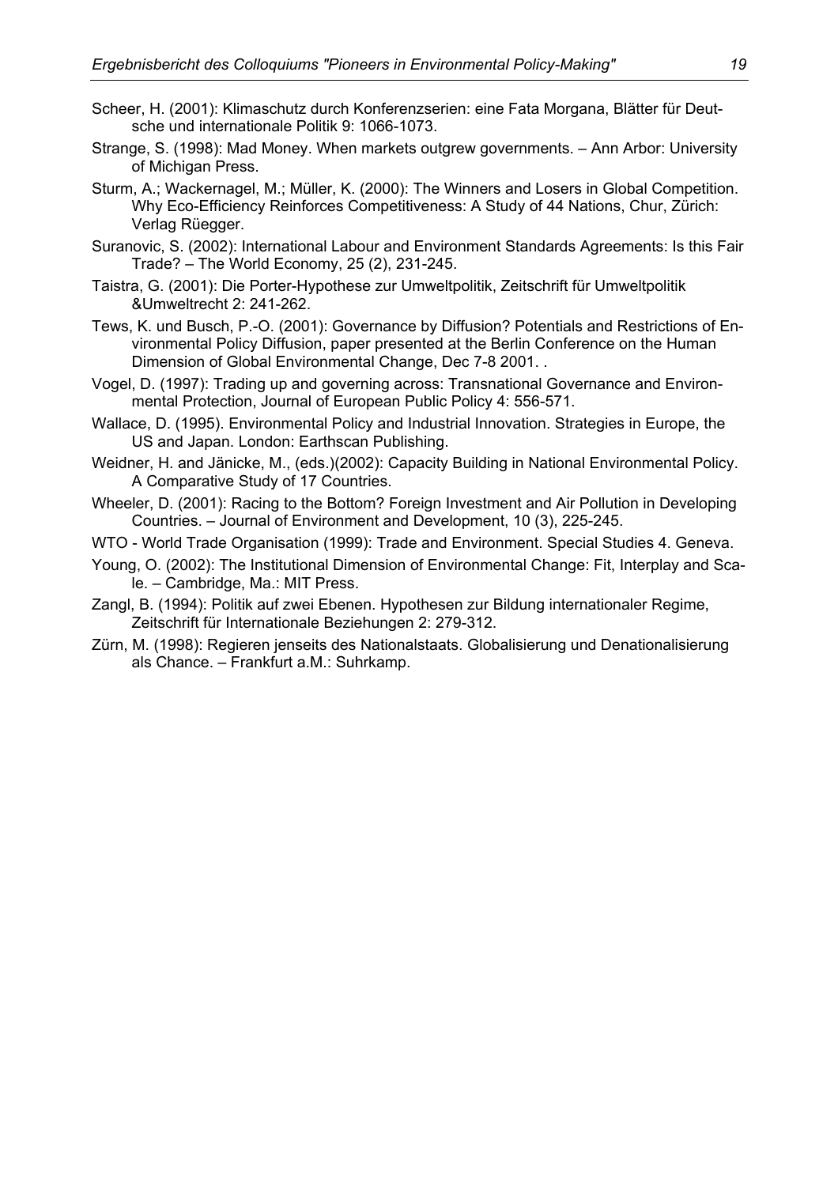Scheer, H. (2001): Klimaschutz durch Konferenzserien: eine Fata Morgana, Blätter für Deutsche und internationale Politik 9: 1066-1073.

Strange, S. (1998): Mad Money. When markets outgrew governments. – Ann Arbor: University of Michigan Press.

Sturm, A.; Wackernagel, M.; Müller, K. (2000): The Winners and Losers in Global Competition. Why Eco-Efficiency Reinforces Competitiveness: A Study of 44 Nations, Chur, Zürich: Verlag Rüegger.

Suranovic, S. (2002): International Labour and Environment Standards Agreements: Is this Fair Trade? – The World Economy, 25 (2), 231-245.

Taistra, G. (2001): Die Porter-Hypothese zur Umweltpolitik, Zeitschrift für Umweltpolitik &Umweltrecht 2: 241-262.

Tews, K. und Busch, P.-O. (2001): Governance by Diffusion? Potentials and Restrictions of Environmental Policy Diffusion, paper presented at the Berlin Conference on the Human Dimension of Global Environmental Change, Dec 7-8 2001. .

Vogel, D. (1997): Trading up and governing across: Transnational Governance and Environmental Protection, Journal of European Public Policy 4: 556-571.

Wallace, D. (1995). Environmental Policy and Industrial Innovation. Strategies in Europe, the US and Japan. London: Earthscan Publishing.

Weidner, H. and Jänicke, M., (eds.)(2002): Capacity Building in National Environmental Policy. A Comparative Study of 17 Countries.

Wheeler, D. (2001): Racing to the Bottom? Foreign Investment and Air Pollution in Developing Countries. – Journal of Environment and Development, 10 (3), 225-245.

WTO - World Trade Organisation (1999): Trade and Environment. Special Studies 4. Geneva.

Young, O. (2002): The Institutional Dimension of Environmental Change: Fit, Interplay and Scale. – Cambridge, Ma.: MIT Press.

Zangl, B. (1994): Politik auf zwei Ebenen. Hypothesen zur Bildung internationaler Regime, Zeitschrift für Internationale Beziehungen 2: 279-312.

Zürn, M. (1998): Regieren jenseits des Nationalstaats. Globalisierung und Denationalisierung als Chance. – Frankfurt a.M.: Suhrkamp.